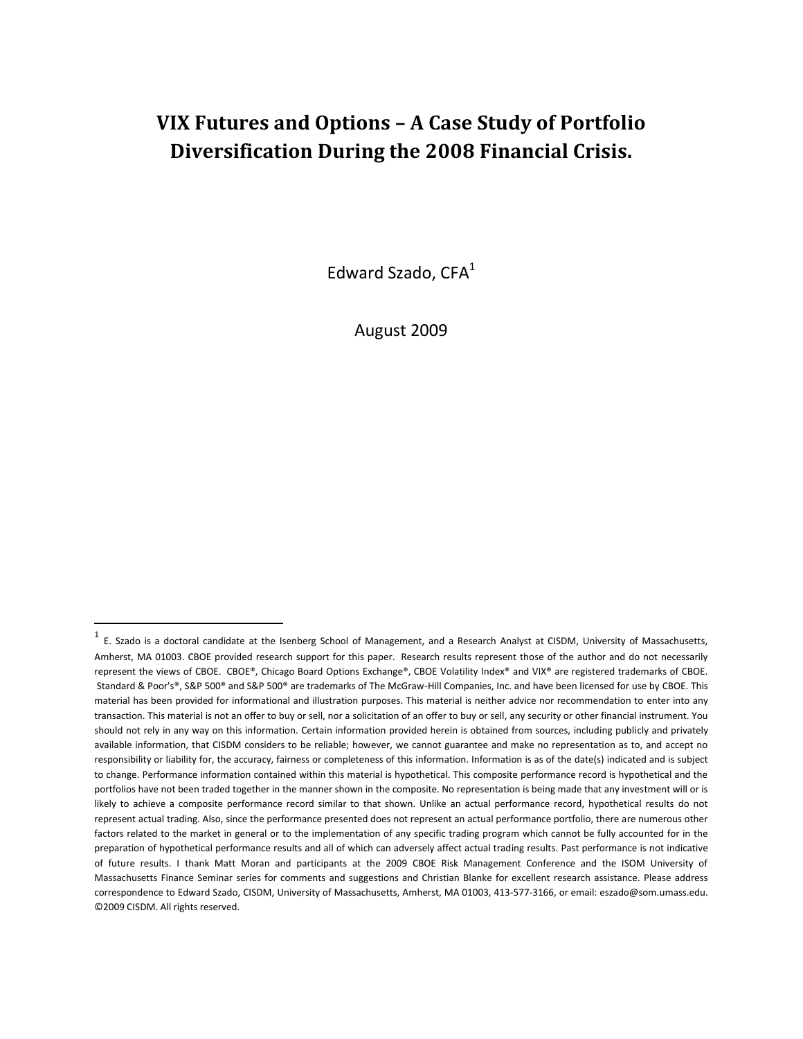# VIX Futures and Options – A Case Study of Portfolio Diversification During the 2008 Financial Crisis.

Edward Szado, CFA[1]

August 2009

[1] E. Szado is a doctoral candidate at the Isenberg School of Management, and a Research Analyst at CISDM, University of Massachusetts, Amherst, MA 01003. CBOE provided research support for this paper. Research results represent those of the author and do not necessarily represent the views of CBOE. CBOE®, Chicago Board Options Exchange®, CBOE Volatility Index® and VIX® are registered trademarks of CBOE. Standard & Poor's®, S&P 500® and S&P 500® are trademarks of The McGraw-Hill Companies, Inc. and have been licensed for use by CBOE. This material has been provided for informational and illustration purposes. This material is neither advice nor recommendation to enter into any transaction. This material is not an offer to buy or sell, nor a solicitation of an offer to buy or sell, any security or other financial instrument. You should not rely in any way on this information. Certain information provided herein is obtained from sources, including publicly and privately available information, that CISDM considers to be reliable; however, we cannot guarantee and make no representation as to, and accept no responsibility or liability for, the accuracy, fairness or completeness of this information. Information is as of the date(s) indicated and is subject to change. Performance information contained within this material is hypothetical. This composite performance record is hypothetical and the portfolios have not been traded together in the manner shown in the composite. No representation is being made that any investment will or is likely to achieve a composite performance record similar to that shown. Unlike an actual performance record, hypothetical results do not represent actual trading. Also, since the performance presented does not represent an actual performance portfolio, there are numerous other factors related to the market in general or to the implementation of any specific trading program which cannot be fully accounted for in the preparation of hypothetical performance results and all of which can adversely affect actual trading results. Past performance is not indicative of future results. I thank Matt Moran and participants at the 2009 CBOE Risk Management Conference and the ISOM University of Massachusetts Finance Seminar series for comments and suggestions and Christian Blanke for excellent research assistance. Please address correspondence to Edward Szado, CISDM, University of Massachusetts, Amherst, MA 01003, 413-577-3166, or email: eszado@som.umass.edu. ©2009 CISDM. All rights reserved.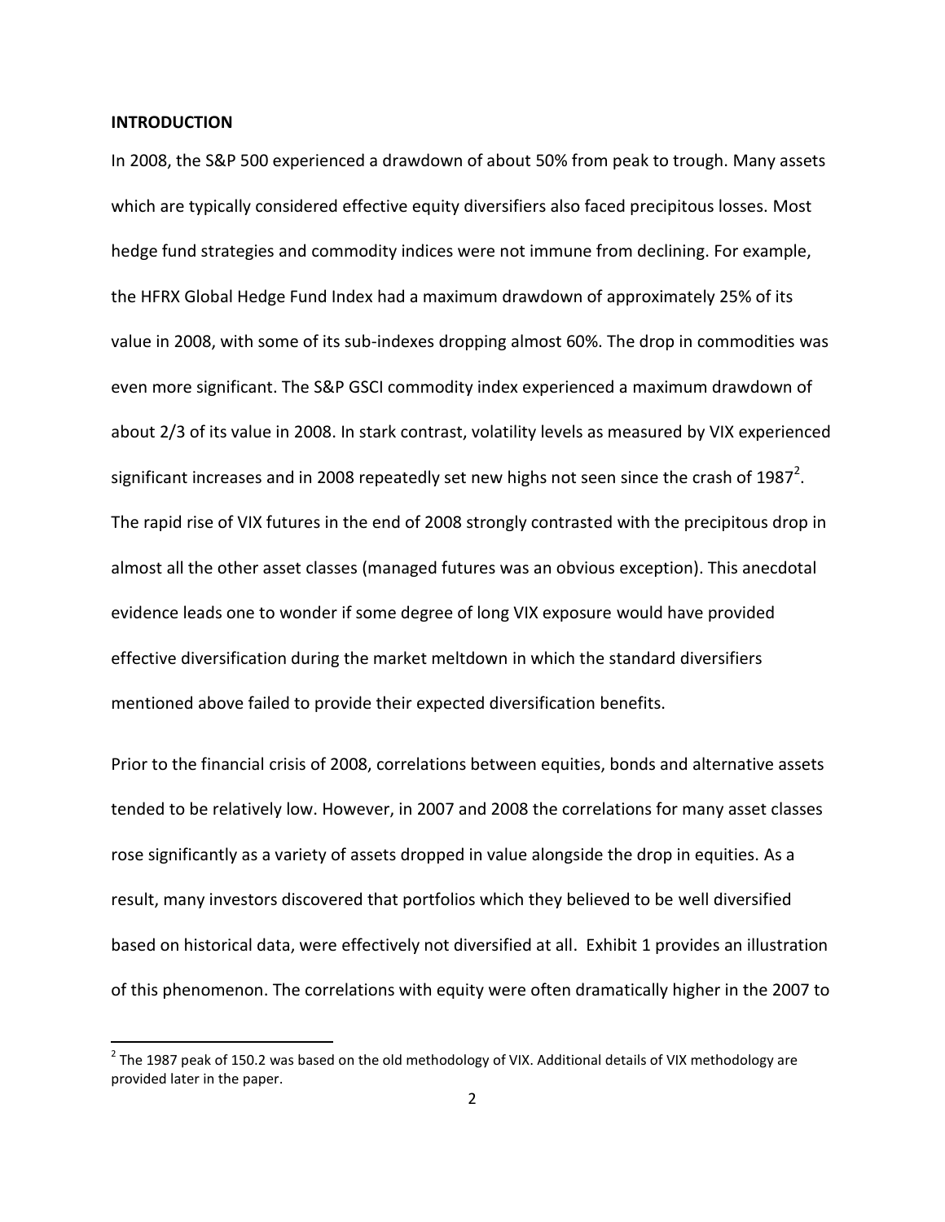**INTRODUCTION**

In 2008, the S&P 500 experienced a drawdown of about 50% from peak to trough. Many assets which are typically considered effective equity diversifiers also faced precipitous losses. Most hedge fund strategies and commodity indices were not immune from declining. For example, the HFRX Global Hedge Fund Index had a maximum drawdown of approximately 25% of its value in 2008, with some of its sub-indexes dropping almost 60%. The drop in commodities was even more significant. The S&P GSCI commodity index experienced a maximum drawdown of about 2/3 of its value in 2008. In stark contrast, volatility levels as measured by VIX experienced significant increases and in 2008 repeatedly set new highs not seen since the crash of 1987[2]. The rapid rise of VIX futures in the end of 2008 strongly contrasted with the precipitous drop in almost all the other asset classes (managed futures was an obvious exception). This anecdotal evidence leads one to wonder if some degree of long VIX exposure would have provided effective diversification during the market meltdown in which the standard diversifiers mentioned above failed to provide their expected diversification benefits.

Prior to the financial crisis of 2008, correlations between equities, bonds and alternative assets tended to be relatively low. However, in 2007 and 2008 the correlations for many asset classes rose significantly as a variety of assets dropped in value alongside the drop in equities. As a result, many investors discovered that portfolios which they believed to be well diversified based on historical data, were effectively not diversified at all. Exhibit 1 provides an illustration of this phenomenon. The correlations with equity were often dramatically higher in the 2007 to

[2] The 1987 peak of 150.2 was based on the old methodology of VIX. Additional details of VIX methodology are provided later in the paper.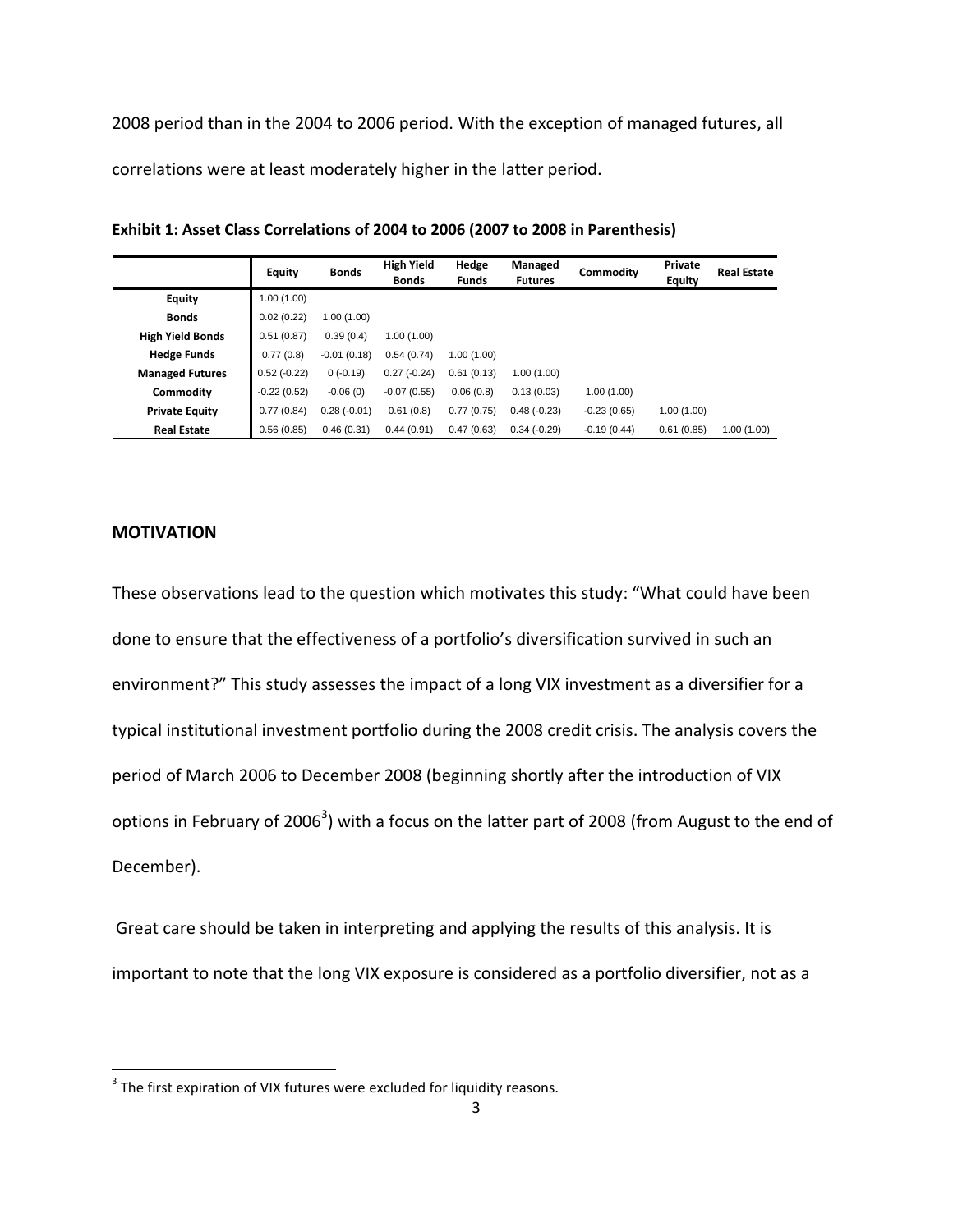2008 period than in the 2004 to 2006 period. With the exception of managed futures, all correlations were at least moderately higher in the latter period.

**Exhibit 1: Asset Class Correlations of 2004 to 2006 (2007 to 2008 in Parenthesis)**

| | Equity | Bonds | High Yield Bonds | Hedge Funds | Managed Futures | Commodity | Private Equity | Real Estate |
|---|---|---|---|---|---|---|---|---|
| **Equity** | 1.00 (1.00) | | | | | | | |
| **Bonds** | 0.02 (0.22) | 1.00 (1.00) | | | | | | |
| **High Yield Bonds** | 0.51 (0.87) | 0.39 (0.4) | 1.00 (1.00) | | | | | |
| **Hedge Funds** | 0.77 (0.8) | -0.01 (0.18) | 0.54 (0.74) | 1.00 (1.00) | | | | |
| **Managed Futures** | 0.52 (-0.22) | 0 (-0.19) | 0.27 (-0.24) | 0.61 (0.13) | 1.00 (1.00) | | | |
| **Commodity** | -0.22 (0.52) | -0.06 (0) | -0.07 (0.55) | 0.06 (0.8) | 0.13 (0.03) | 1.00 (1.00) | | |
| **Private Equity** | 0.77 (0.84) | 0.28 (-0.01) | 0.61 (0.8) | 0.77 (0.75) | 0.48 (-0.23) | -0.23 (0.65) | 1.00 (1.00) | |
| **Real Estate** | 0.56 (0.85) | 0.46 (0.31) | 0.44 (0.91) | 0.47 (0.63) | 0.34 (-0.29) | -0.19 (0.44) | 0.61 (0.85) | 1.00 (1.00) |

## MOTIVATION

These observations lead to the question which motivates this study: "What could have been done to ensure that the effectiveness of a portfolio's diversification survived in such an environment?" This study assesses the impact of a long VIX investment as a diversifier for a typical institutional investment portfolio during the 2008 credit crisis. The analysis covers the period of March 2006 to December 2008 (beginning shortly after the introduction of VIX options in February of 2006[3]) with a focus on the latter part of 2008 (from August to the end of December).

Great care should be taken in interpreting and applying the results of this analysis. It is important to note that the long VIX exposure is considered as a portfolio diversifier, not as a

[3] The first expiration of VIX futures were excluded for liquidity reasons.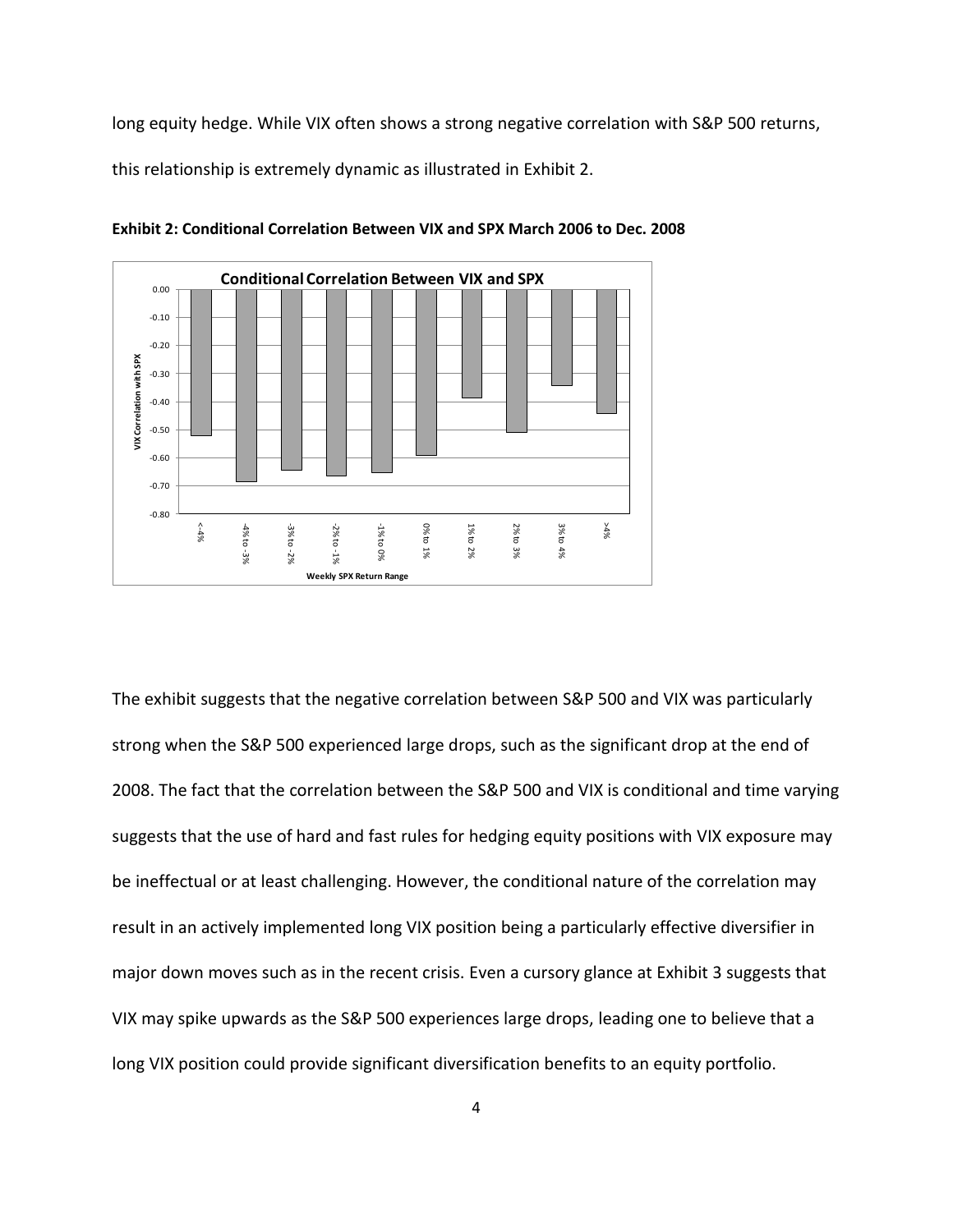long equity hedge. While VIX often shows a strong negative correlation with S&P 500 returns, this relationship is extremely dynamic as illustrated in Exhibit 2.

**Exhibit 2: Conditional Correlation Between VIX and SPX March 2006 to Dec. 2008**

The exhibit suggests that the negative correlation between S&P 500 and VIX was particularly strong when the S&P 500 experienced large drops, such as the significant drop at the end of 2008. The fact that the correlation between the S&P 500 and VIX is conditional and time varying suggests that the use of hard and fast rules for hedging equity positions with VIX exposure may be ineffectual or at least challenging. However, the conditional nature of the correlation may result in an actively implemented long VIX position being a particularly effective diversifier in major down moves such as in the recent crisis. Even a cursory glance at Exhibit 3 suggests that VIX may spike upwards as the S&P 500 experiences large drops, leading one to believe that a long VIX position could provide significant diversification benefits to an equity portfolio.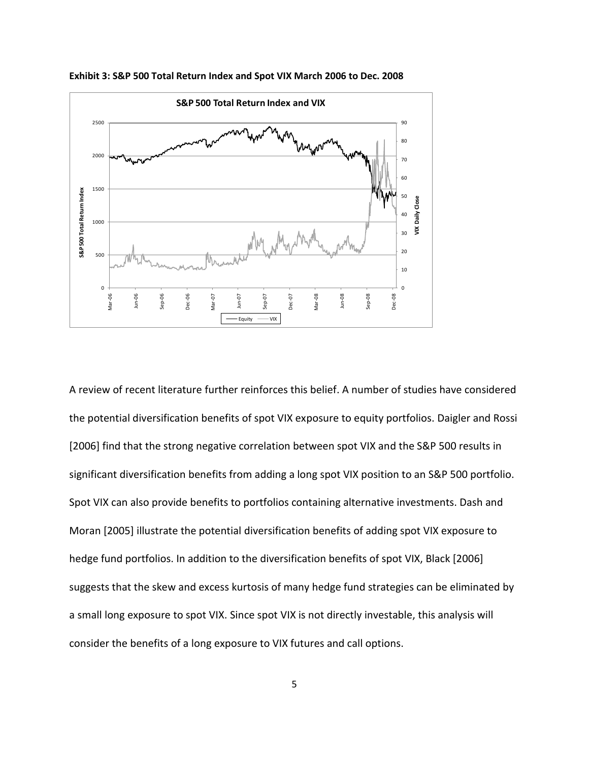**Exhibit 3: S&P 500 Total Return Index and Spot VIX March 2006 to Dec. 2008**

A review of recent literature further reinforces this belief. A number of studies have considered the potential diversification benefits of spot VIX exposure to equity portfolios. Daigler and Rossi [2006] find that the strong negative correlation between spot VIX and the S&P 500 results in significant diversification benefits from adding a long spot VIX position to an S&P 500 portfolio. Spot VIX can also provide benefits to portfolios containing alternative investments. Dash and Moran [2005] illustrate the potential diversification benefits of adding spot VIX exposure to hedge fund portfolios. In addition to the diversification benefits of spot VIX, Black [2006] suggests that the skew and excess kurtosis of many hedge fund strategies can be eliminated by a small long exposure to spot VIX. Since spot VIX is not directly investable, this analysis will consider the benefits of a long exposure to VIX futures and call options.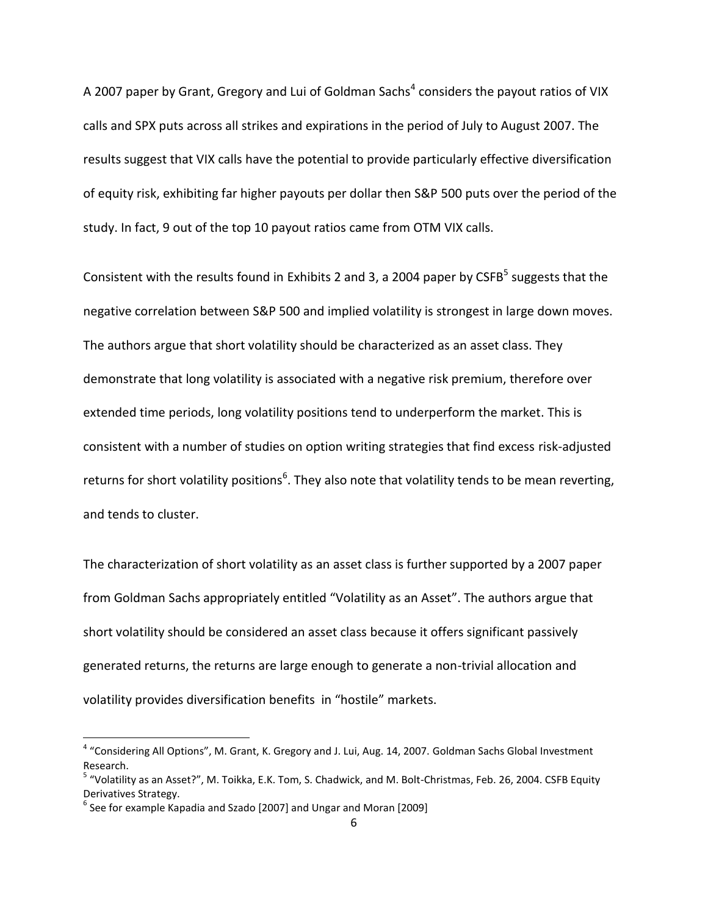A 2007 paper by Grant, Gregory and Lui of Goldman Sachs[4] considers the payout ratios of VIX calls and SPX puts across all strikes and expirations in the period of July to August 2007. The results suggest that VIX calls have the potential to provide particularly effective diversification of equity risk, exhibiting far higher payouts per dollar then S&P 500 puts over the period of the study. In fact, 9 out of the top 10 payout ratios came from OTM VIX calls.

Consistent with the results found in Exhibits 2 and 3, a 2004 paper by CSFB[5] suggests that the negative correlation between S&P 500 and implied volatility is strongest in large down moves. The authors argue that short volatility should be characterized as an asset class. They demonstrate that long volatility is associated with a negative risk premium, therefore over extended time periods, long volatility positions tend to underperform the market. This is consistent with a number of studies on option writing strategies that find excess risk-adjusted returns for short volatility positions[6]. They also note that volatility tends to be mean reverting, and tends to cluster.

The characterization of short volatility as an asset class is further supported by a 2007 paper from Goldman Sachs appropriately entitled "Volatility as an Asset". The authors argue that short volatility should be considered an asset class because it offers significant passively generated returns, the returns are large enough to generate a non-trivial allocation and volatility provides diversification benefits in "hostile" markets.

---

[4] "Considering All Options", M. Grant, K. Gregory and J. Lui, Aug. 14, 2007. Goldman Sachs Global Investment Research.

[5] "Volatility as an Asset?", M. Toikka, E.K. Tom, S. Chadwick, and M. Bolt-Christmas, Feb. 26, 2004. CSFB Equity Derivatives Strategy.

[6] See for example Kapadia and Szado [2007] and Ungar and Moran [2009]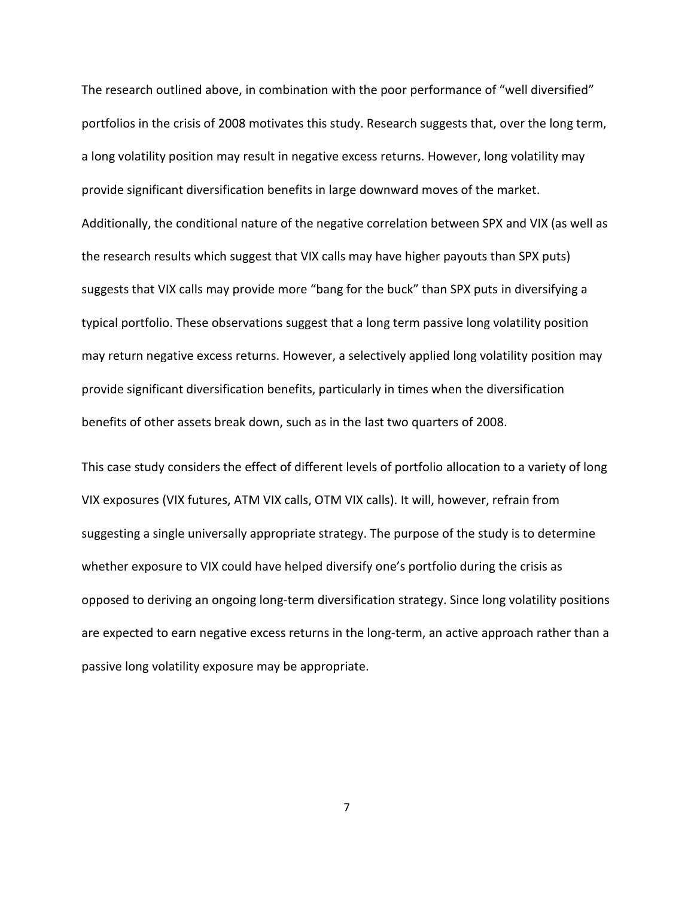The research outlined above, in combination with the poor performance of "well diversified" portfolios in the crisis of 2008 motivates this study. Research suggests that, over the long term, a long volatility position may result in negative excess returns. However, long volatility may provide significant diversification benefits in large downward moves of the market. Additionally, the conditional nature of the negative correlation between SPX and VIX (as well as the research results which suggest that VIX calls may have higher payouts than SPX puts) suggests that VIX calls may provide more "bang for the buck" than SPX puts in diversifying a typical portfolio. These observations suggest that a long term passive long volatility position may return negative excess returns. However, a selectively applied long volatility position may provide significant diversification benefits, particularly in times when the diversification benefits of other assets break down, such as in the last two quarters of 2008.

This case study considers the effect of different levels of portfolio allocation to a variety of long VIX exposures (VIX futures, ATM VIX calls, OTM VIX calls). It will, however, refrain from suggesting a single universally appropriate strategy. The purpose of the study is to determine whether exposure to VIX could have helped diversify one's portfolio during the crisis as opposed to deriving an ongoing long-term diversification strategy. Since long volatility positions are expected to earn negative excess returns in the long-term, an active approach rather than a passive long volatility exposure may be appropriate.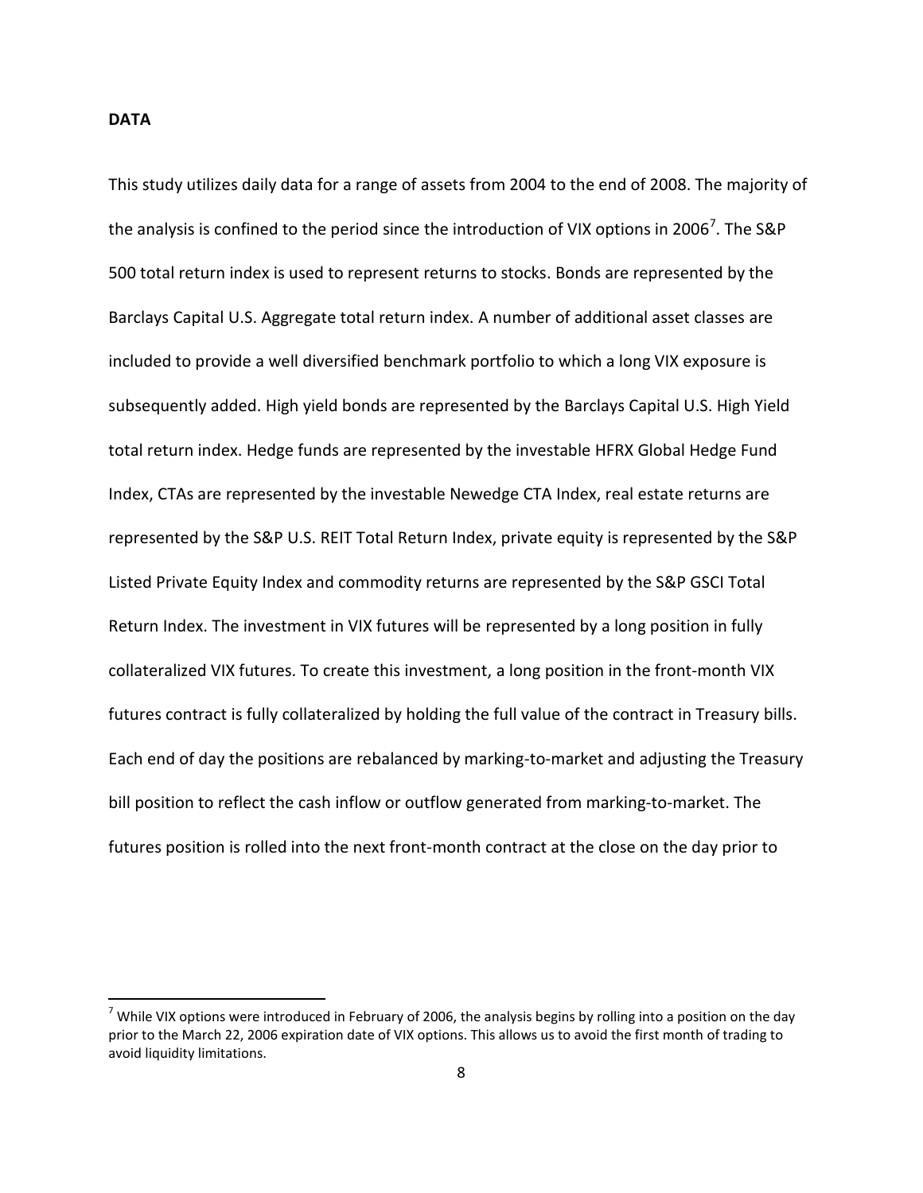**DATA**

This study utilizes daily data for a range of assets from 2004 to the end of 2008. The majority of the analysis is confined to the period since the introduction of VIX options in 2006[7]. The S&P 500 total return index is used to represent returns to stocks. Bonds are represented by the Barclays Capital U.S. Aggregate total return index. A number of additional asset classes are included to provide a well diversified benchmark portfolio to which a long VIX exposure is subsequently added. High yield bonds are represented by the Barclays Capital U.S. High Yield total return index. Hedge funds are represented by the investable HFRX Global Hedge Fund Index, CTAs are represented by the investable Newedge CTA Index, real estate returns are represented by the S&P U.S. REIT Total Return Index, private equity is represented by the S&P Listed Private Equity Index and commodity returns are represented by the S&P GSCI Total Return Index. The investment in VIX futures will be represented by a long position in fully collateralized VIX futures. To create this investment, a long position in the front-month VIX futures contract is fully collateralized by holding the full value of the contract in Treasury bills. Each end of day the positions are rebalanced by marking-to-market and adjusting the Treasury bill position to reflect the cash inflow or outflow generated from marking-to-market. The futures position is rolled into the next front-month contract at the close on the day prior to

[7] While VIX options were introduced in February of 2006, the analysis begins by rolling into a position on the day prior to the March 22, 2006 expiration date of VIX options. This allows us to avoid the first month of trading to avoid liquidity limitations.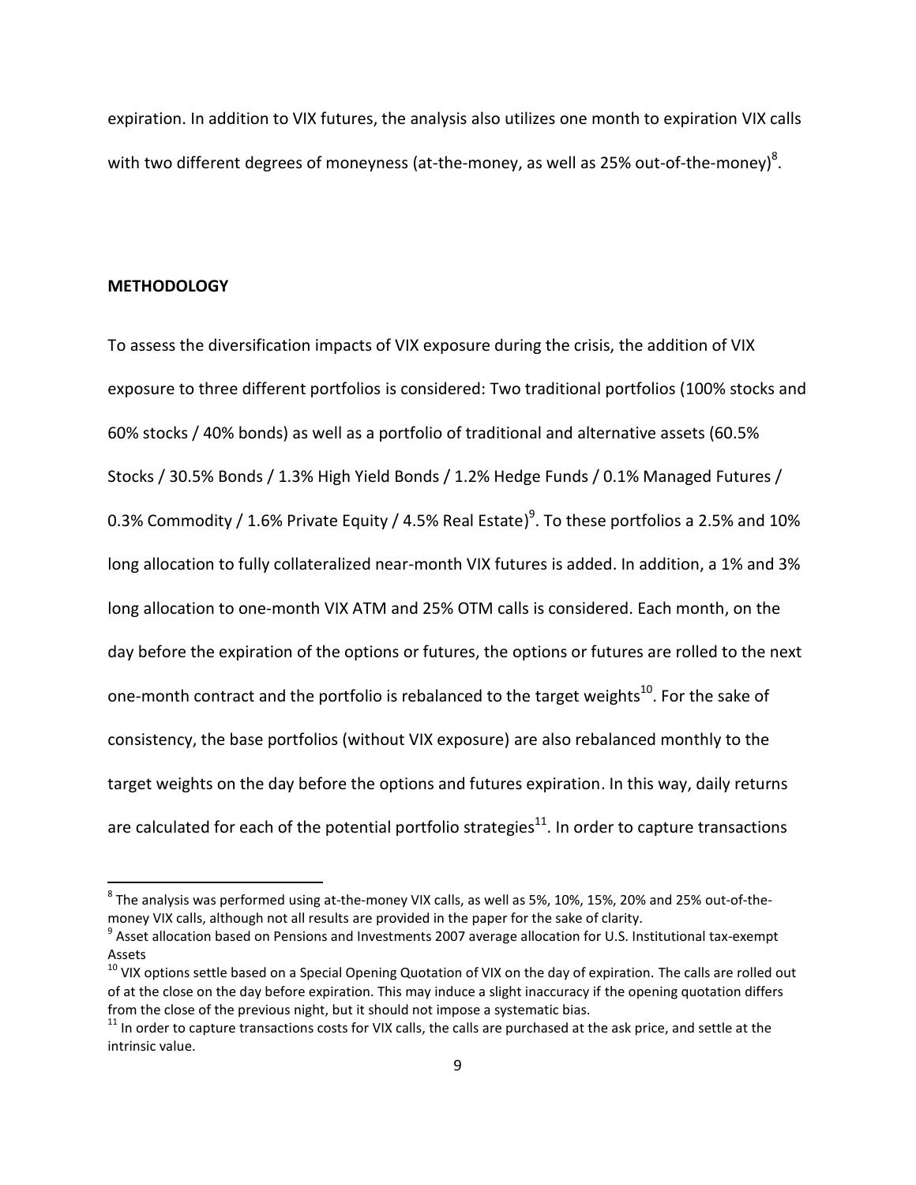expiration. In addition to VIX futures, the analysis also utilizes one month to expiration VIX calls with two different degrees of moneyness (at-the-money, as well as 25% out-of-the-money)[8].

**METHODOLOGY**

To assess the diversification impacts of VIX exposure during the crisis, the addition of VIX exposure to three different portfolios is considered: Two traditional portfolios (100% stocks and 60% stocks / 40% bonds) as well as a portfolio of traditional and alternative assets (60.5% Stocks / 30.5% Bonds / 1.3% High Yield Bonds / 1.2% Hedge Funds / 0.1% Managed Futures / 0.3% Commodity / 1.6% Private Equity / 4.5% Real Estate)[9]. To these portfolios a 2.5% and 10% long allocation to fully collateralized near-month VIX futures is added. In addition, a 1% and 3% long allocation to one-month VIX ATM and 25% OTM calls is considered. Each month, on the day before the expiration of the options or futures, the options or futures are rolled to the next one-month contract and the portfolio is rebalanced to the target weights[10]. For the sake of consistency, the base portfolios (without VIX exposure) are also rebalanced monthly to the target weights on the day before the options and futures expiration. In this way, daily returns are calculated for each of the potential portfolio strategies[11]. In order to capture transactions

---

[8] The analysis was performed using at-the-money VIX calls, as well as 5%, 10%, 15%, 20% and 25% out-of-the-money VIX calls, although not all results are provided in the paper for the sake of clarity.

[9] Asset allocation based on Pensions and Investments 2007 average allocation for U.S. Institutional tax-exempt Assets

[10] VIX options settle based on a Special Opening Quotation of VIX on the day of expiration. The calls are rolled out of at the close on the day before expiration. This may induce a slight inaccuracy if the opening quotation differs from the close of the previous night, but it should not impose a systematic bias.

[11] In order to capture transactions costs for VIX calls, the calls are purchased at the ask price, and settle at the intrinsic value.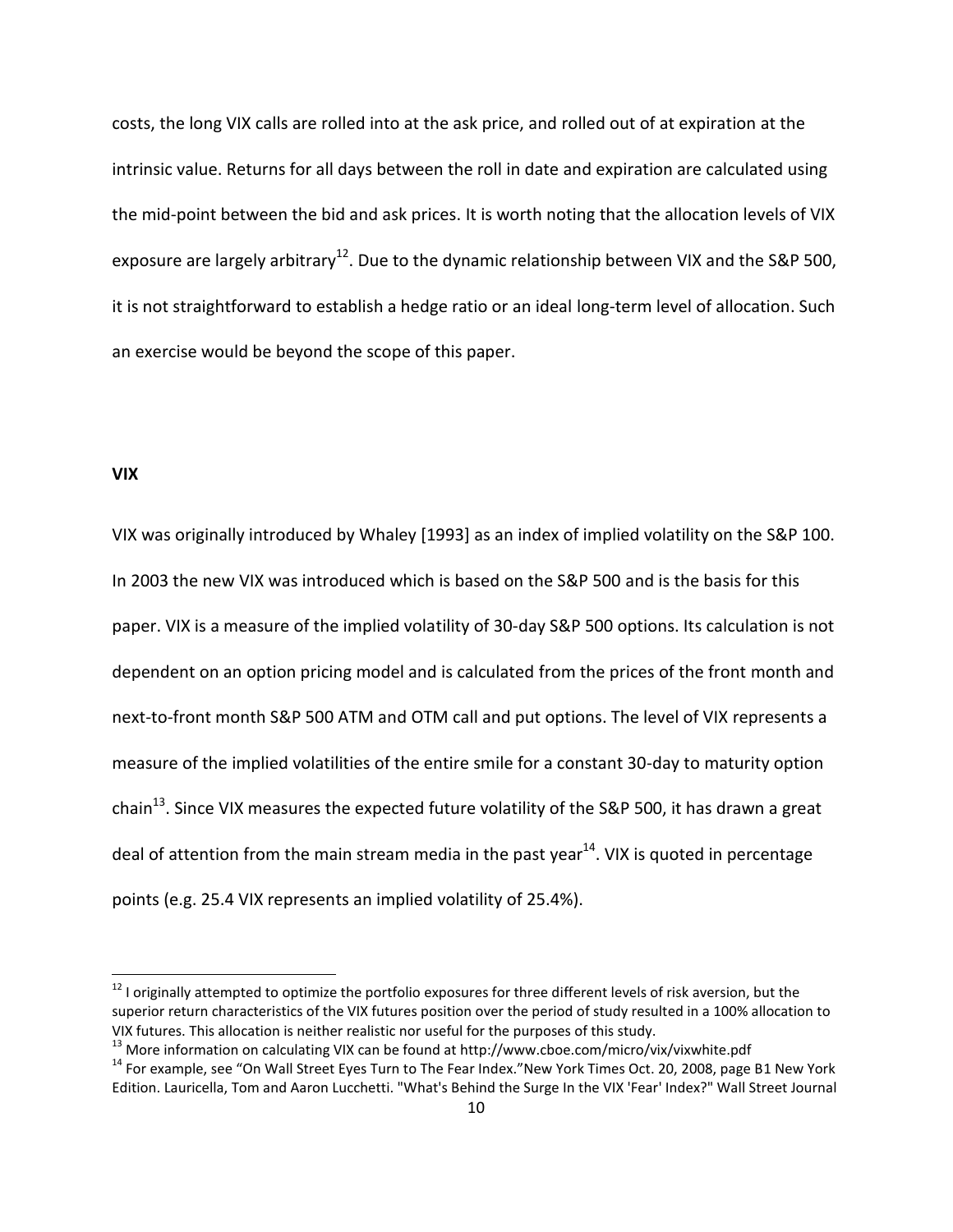costs, the long VIX calls are rolled into at the ask price, and rolled out of at expiration at the intrinsic value. Returns for all days between the roll in date and expiration are calculated using the mid-point between the bid and ask prices. It is worth noting that the allocation levels of VIX exposure are largely arbitrary[12]. Due to the dynamic relationship between VIX and the S&P 500, it is not straightforward to establish a hedge ratio or an ideal long-term level of allocation. Such an exercise would be beyond the scope of this paper.

**VIX**

VIX was originally introduced by Whaley [1993] as an index of implied volatility on the S&P 100. In 2003 the new VIX was introduced which is based on the S&P 500 and is the basis for this paper. VIX is a measure of the implied volatility of 30-day S&P 500 options. Its calculation is not dependent on an option pricing model and is calculated from the prices of the front month and next-to-front month S&P 500 ATM and OTM call and put options. The level of VIX represents a measure of the implied volatilities of the entire smile for a constant 30-day to maturity option chain[13]. Since VIX measures the expected future volatility of the S&P 500, it has drawn a great deal of attention from the main stream media in the past year[14]. VIX is quoted in percentage points (e.g. 25.4 VIX represents an implied volatility of 25.4%).

---

[12] I originally attempted to optimize the portfolio exposures for three different levels of risk aversion, but the superior return characteristics of the VIX futures position over the period of study resulted in a 100% allocation to VIX futures. This allocation is neither realistic nor useful for the purposes of this study.

[13] More information on calculating VIX can be found at http://www.cboe.com/micro/vix/vixwhite.pdf

[14] For example, see "On Wall Street Eyes Turn to The Fear Index." New York Times Oct. 20, 2008, page B1 New York Edition. Lauricella, Tom and Aaron Lucchetti. "What's Behind the Surge In the VIX 'Fear' Index?" Wall Street Journal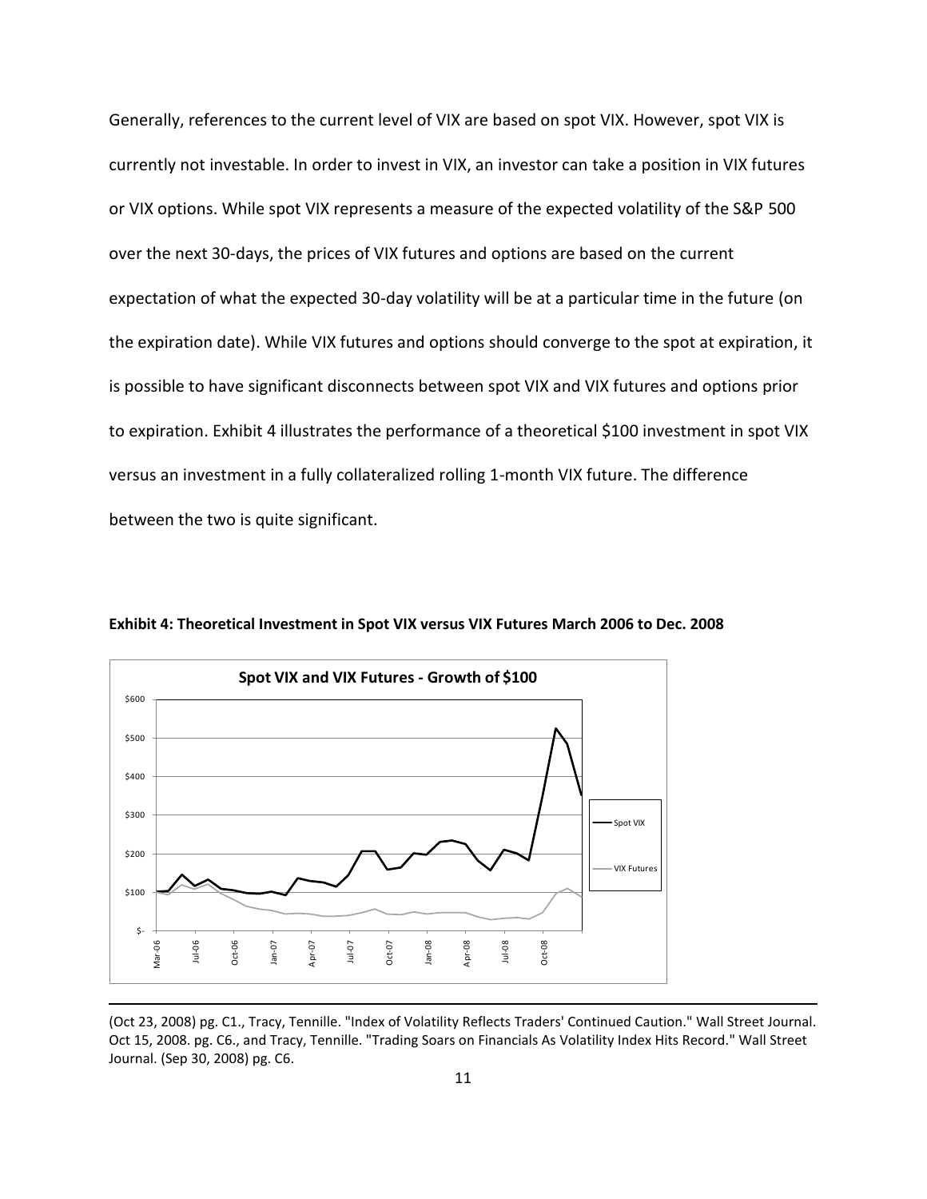Generally, references to the current level of VIX are based on spot VIX. However, spot VIX is currently not investable. In order to invest in VIX, an investor can take a position in VIX futures or VIX options. While spot VIX represents a measure of the expected volatility of the S&P 500 over the next 30-days, the prices of VIX futures and options are based on the current expectation of what the expected 30-day volatility will be at a particular time in the future (on the expiration date). While VIX futures and options should converge to the spot at expiration, it is possible to have significant disconnects between spot VIX and VIX futures and options prior to expiration. Exhibit 4 illustrates the performance of a theoretical $100 investment in spot VIX versus an investment in a fully collateralized rolling 1-month VIX future. The difference between the two is quite significant.

**Exhibit 4: Theoretical Investment in Spot VIX versus VIX Futures March 2006 to Dec. 2008**

---

(Oct 23, 2008) pg. C1., Tracy, Tennille. "Index of Volatility Reflects Traders' Continued Caution." Wall Street Journal. Oct 15, 2008. pg. C6., and Tracy, Tennille. "Trading Soars on Financials As Volatility Index Hits Record." Wall Street Journal. (Sep 30, 2008) pg. C6.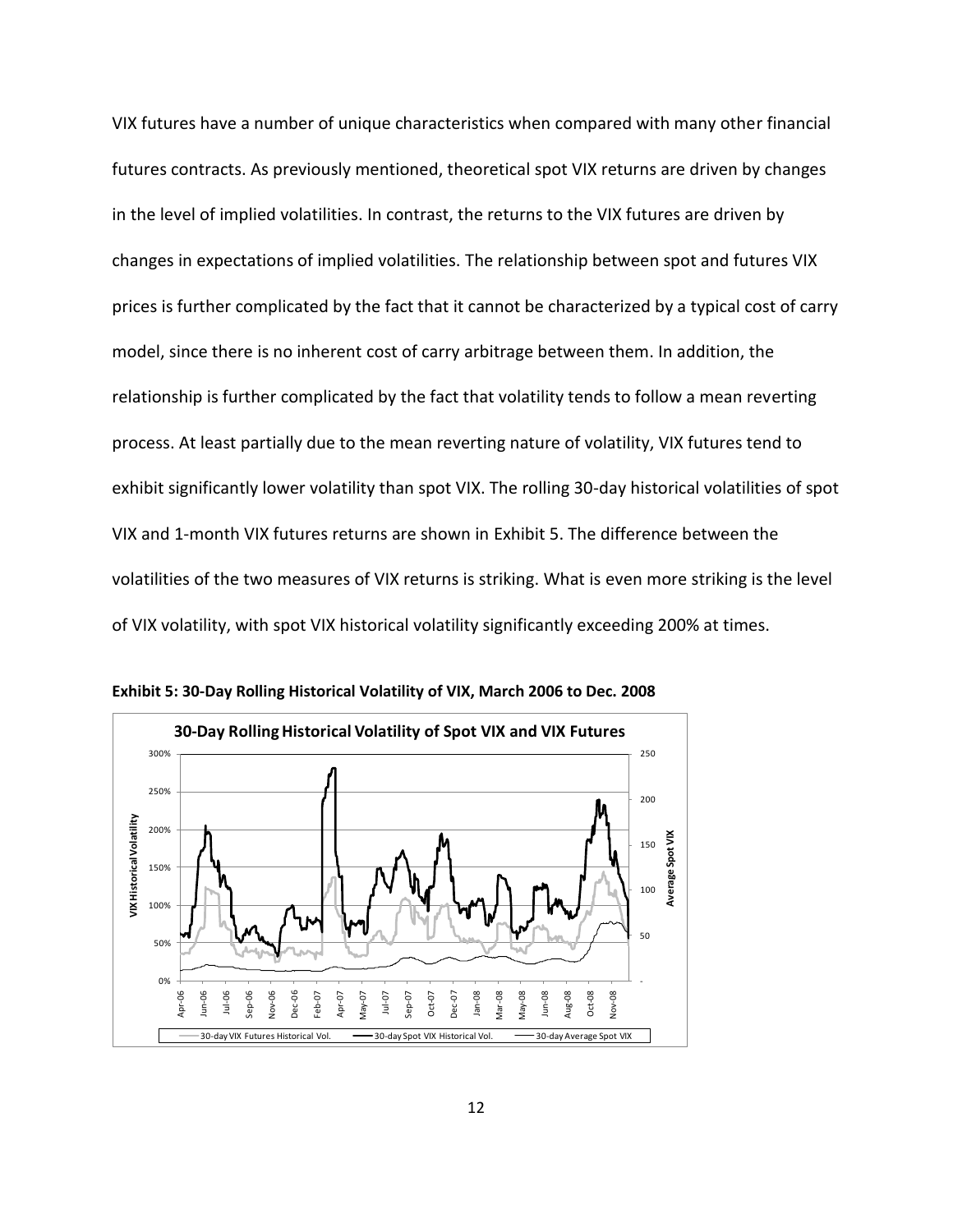VIX futures have a number of unique characteristics when compared with many other financial futures contracts. As previously mentioned, theoretical spot VIX returns are driven by changes in the level of implied volatilities. In contrast, the returns to the VIX futures are driven by changes in expectations of implied volatilities. The relationship between spot and futures VIX prices is further complicated by the fact that it cannot be characterized by a typical cost of carry model, since there is no inherent cost of carry arbitrage between them. In addition, the relationship is further complicated by the fact that volatility tends to follow a mean reverting process. At least partially due to the mean reverting nature of volatility, VIX futures tend to exhibit significantly lower volatility than spot VIX. The rolling 30-day historical volatilities of spot VIX and 1-month VIX futures returns are shown in Exhibit 5. The difference between the volatilities of the two measures of VIX returns is striking. What is even more striking is the level of VIX volatility, with spot VIX historical volatility significantly exceeding 200% at times.

**Exhibit 5: 30-Day Rolling Historical Volatility of VIX, March 2006 to Dec. 2008**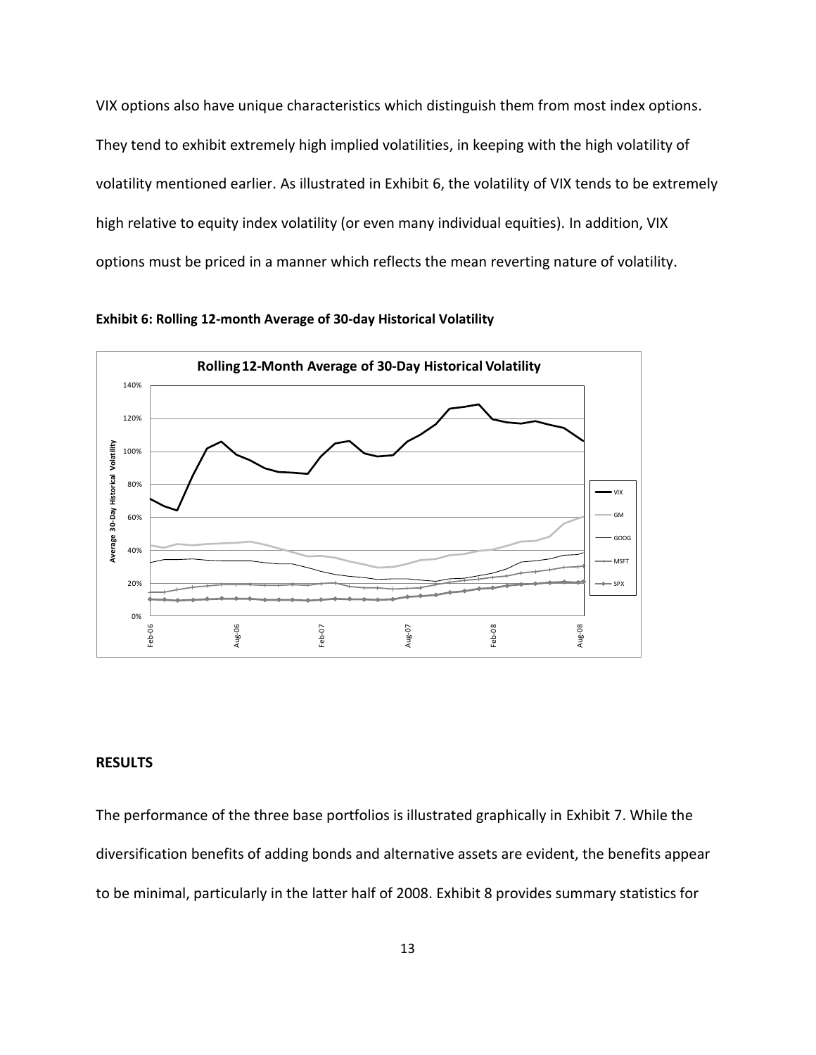VIX options also have unique characteristics which distinguish them from most index options. They tend to exhibit extremely high implied volatilities, in keeping with the high volatility of volatility mentioned earlier. As illustrated in Exhibit 6, the volatility of VIX tends to be extremely high relative to equity index volatility (or even many individual equities). In addition, VIX options must be priced in a manner which reflects the mean reverting nature of volatility.

**Exhibit 6: Rolling 12-month Average of 30-day Historical Volatility**

## RESULTS

The performance of the three base portfolios is illustrated graphically in Exhibit 7. While the diversification benefits of adding bonds and alternative assets are evident, the benefits appear to be minimal, particularly in the latter half of 2008. Exhibit 8 provides summary statistics for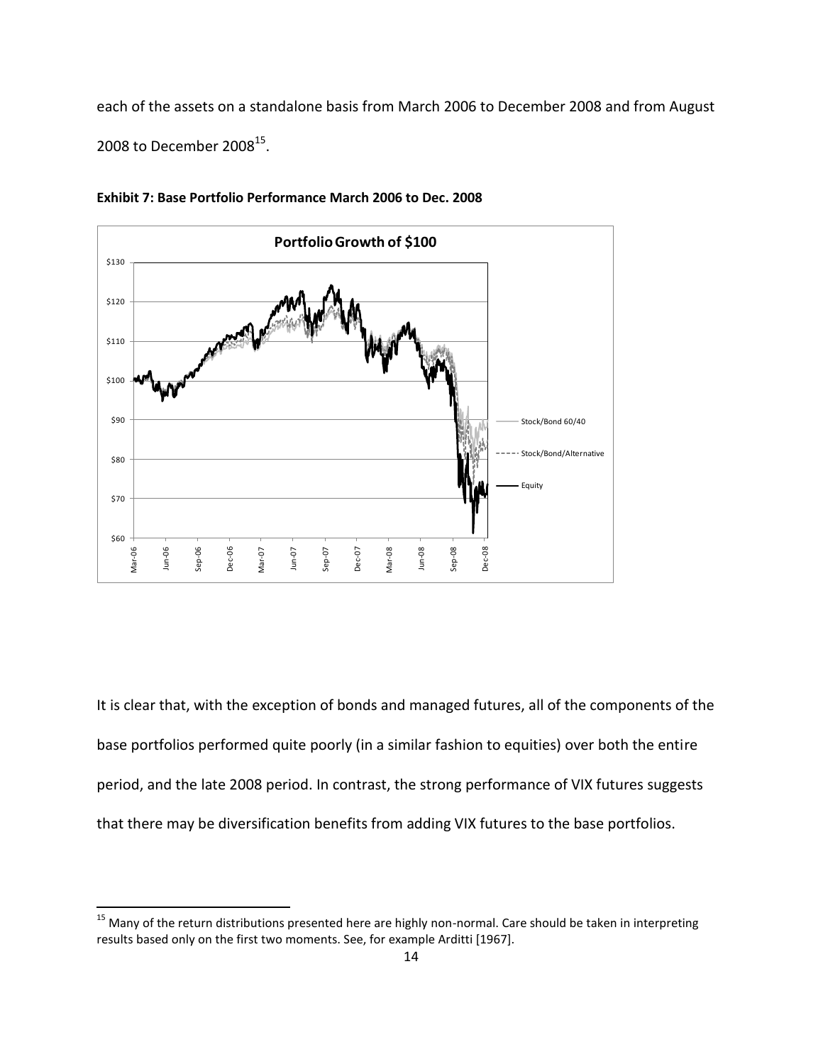each of the assets on a standalone basis from March 2006 to December 2008 and from August 2008 to December 2008[15].

**Exhibit 7: Base Portfolio Performance March 2006 to Dec. 2008**

It is clear that, with the exception of bonds and managed futures, all of the components of the base portfolios performed quite poorly (in a similar fashion to equities) over both the entire period, and the late 2008 period. In contrast, the strong performance of VIX futures suggests that there may be diversification benefits from adding VIX futures to the base portfolios.

[15] Many of the return distributions presented here are highly non-normal. Care should be taken in interpreting results based only on the first two moments. See, for example Arditti [1967].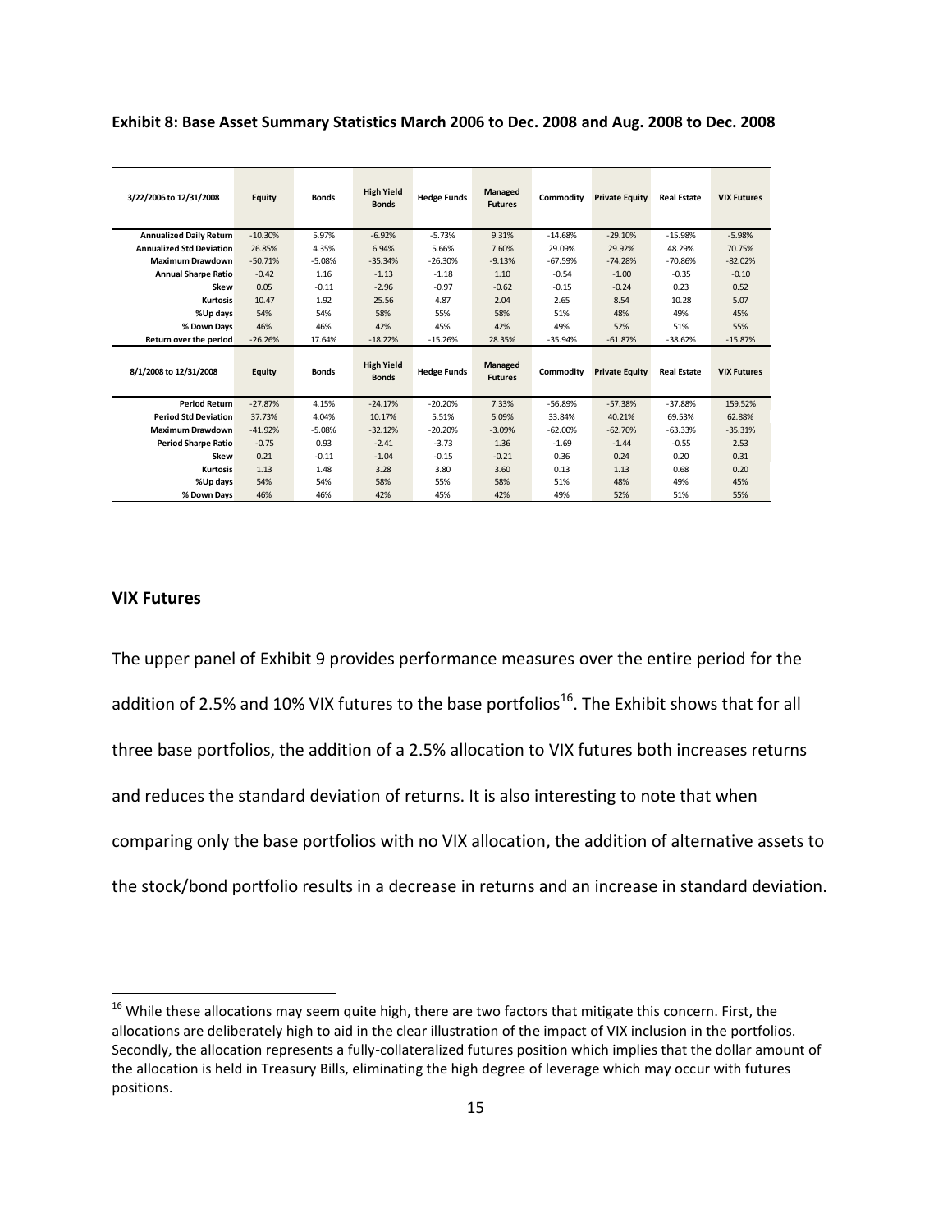**Exhibit 8: Base Asset Summary Statistics March 2006 to Dec. 2008 and Aug. 2008 to Dec. 2008**

| 3/22/2006 to 12/31/2008 | Equity | Bonds | High Yield Bonds | Hedge Funds | Managed Futures | Commodity | Private Equity | Real Estate | VIX Futures |
|---|---|---|---|---|---|---|---|---|---|
| Annualized Daily Return | -10.30% | 5.97% | -6.92% | -5.73% | 9.31% | -14.68% | -29.10% | -15.98% | -5.98% |
| Annualized Std Deviation | 26.85% | 4.35% | 6.94% | 5.66% | 7.60% | 29.09% | 29.92% | 48.29% | 70.75% |
| Maximum Drawdown | -50.71% | -5.08% | -35.34% | -26.30% | -9.13% | -67.59% | -74.28% | -70.86% | -82.02% |
| Annual Sharpe Ratio | -0.42 | 1.16 | -1.13 | -1.18 | 1.10 | -0.54 | -1.00 | -0.35 | -0.10 |
| Skew | 0.05 | -0.11 | -2.96 | -0.97 | -0.62 | -0.15 | -0.24 | 0.23 | 0.52 |
| Kurtosis | 10.47 | 1.92 | 25.56 | 4.87 | 2.04 | 2.65 | 8.54 | 10.28 | 5.07 |
| %Up days | 54% | 54% | 58% | 55% | 58% | 51% | 48% | 49% | 45% |
| % Down Days | 46% | 46% | 42% | 45% | 42% | 49% | 52% | 51% | 55% |
| Return over the period | -26.26% | 17.64% | -18.22% | -15.26% | 28.35% | -35.94% | -61.87% | -38.62% | -15.87% |
| **8/1/2008 to 12/31/2008** | **Equity** | **Bonds** | **High Yield Bonds** | **Hedge Funds** | **Managed Futures** | **Commodity** | **Private Equity** | **Real Estate** | **VIX Futures** |
| Period Return | -27.87% | 4.15% | -24.17% | -20.20% | 7.33% | -56.89% | -57.38% | -37.88% | 159.52% |
| Period Std Deviation | 37.73% | 4.04% | 10.17% | 5.51% | 5.09% | 33.84% | 40.21% | 69.53% | 62.88% |
| Maximum Drawdown | -41.92% | -5.08% | -32.12% | -20.20% | -3.09% | -62.00% | -62.70% | -63.33% | -35.31% |
| Period Sharpe Ratio | -0.75 | 0.93 | -2.41 | -3.73 | 1.36 | -1.69 | -1.44 | -0.55 | 2.53 |
| Skew | 0.21 | -0.11 | -1.04 | -0.15 | -0.21 | 0.36 | 0.24 | 0.20 | 0.31 |
| Kurtosis | 1.13 | 1.48 | 3.28 | 3.80 | 3.60 | 0.13 | 1.13 | 0.68 | 0.20 |
| %Up days | 54% | 54% | 58% | 55% | 58% | 51% | 48% | 49% | 45% |
| % Down Days | 46% | 46% | 42% | 45% | 42% | 49% | 52% | 51% | 55% |

### VIX Futures

The upper panel of Exhibit 9 provides performance measures over the entire period for the addition of 2.5% and 10% VIX futures to the base portfolios[16]. The Exhibit shows that for all three base portfolios, the addition of a 2.5% allocation to VIX futures both increases returns and reduces the standard deviation of returns. It is also interesting to note that when comparing only the base portfolios with no VIX allocation, the addition of alternative assets to the stock/bond portfolio results in a decrease in returns and an increase in standard deviation.

[16] While these allocations may seem quite high, there are two factors that mitigate this concern. First, the allocations are deliberately high to aid in the clear illustration of the impact of VIX inclusion in the portfolios. Secondly, the allocation represents a fully-collateralized futures position which implies that the dollar amount of the allocation is held in Treasury Bills, eliminating the high degree of leverage which may occur with futures positions.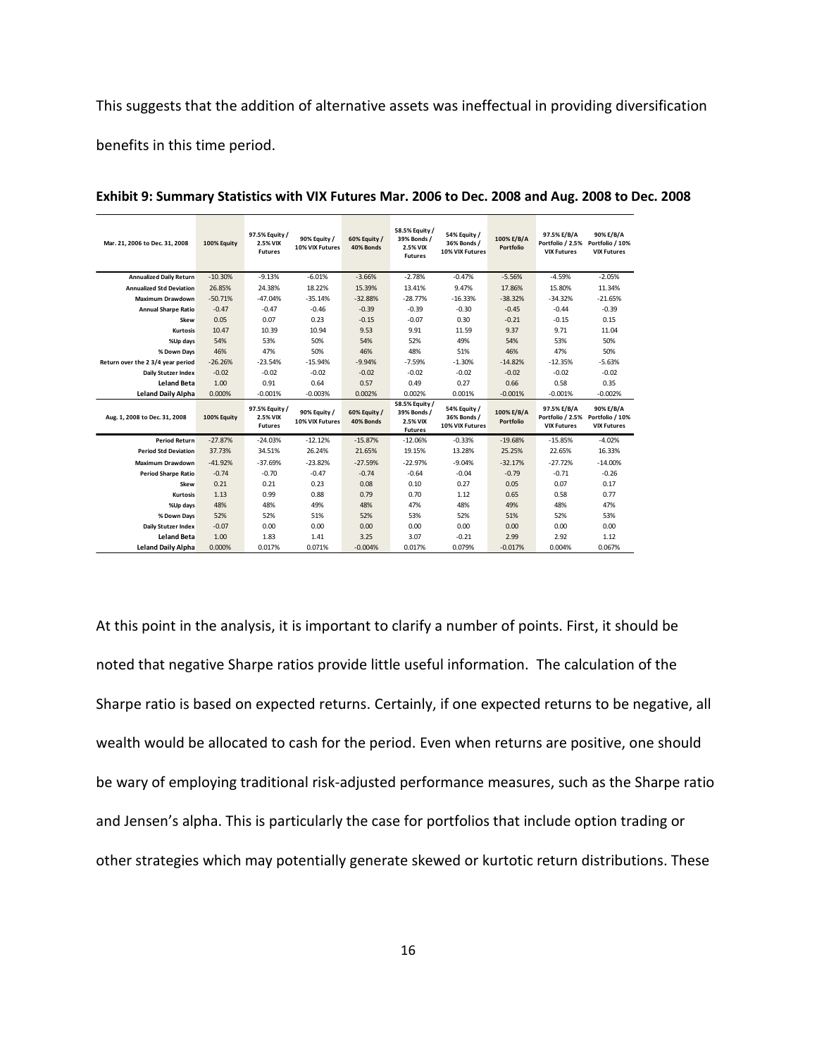This suggests that the addition of alternative assets was ineffectual in providing diversification benefits in this time period.

**Exhibit 9: Summary Statistics with VIX Futures Mar. 2006 to Dec. 2008 and Aug. 2008 to Dec. 2008**

| Mar. 21, 2006 to Dec. 31, 2008 | 100% Equity | 97.5% Equity / 2.5% VIX Futures | 90% Equity / 10% VIX Futures | 60% Equity / 40% Bonds | 58.5% Equity / 39% Bonds / 2.5% VIX Futures | 54% Equity / 36% Bonds / 10% VIX Futures | 100% E/B/A Portfolio | 97.5% E/B/A Portfolio / 2.5% VIX Futures | 90% E/B/A Portfolio / 10% VIX Futures |
|---|---|---|---|---|---|---|---|---|---|
| Annualized Daily Return | -10.30% | -9.13% | -6.01% | -3.66% | -2.78% | -0.47% | -5.56% | -4.59% | -2.05% |
| Annualized Std Deviation | 26.85% | 24.38% | 18.22% | 15.39% | 13.41% | 9.47% | 17.86% | 15.80% | 11.34% |
| Maximum Drawdown | -50.71% | -47.04% | -35.14% | -32.88% | -28.77% | -16.33% | -38.32% | -34.32% | -21.65% |
| Annual Sharpe Ratio | -0.47 | -0.47 | -0.46 | -0.39 | -0.39 | -0.30 | -0.45 | -0.44 | -0.39 |
| Skew | 0.05 | 0.07 | 0.23 | -0.15 | -0.07 | 0.30 | -0.21 | -0.15 | 0.15 |
| Kurtosis | 10.47 | 10.39 | 10.94 | 9.53 | 9.91 | 11.59 | 9.37 | 9.71 | 11.04 |
| %Up days | 54% | 53% | 50% | 54% | 52% | 49% | 54% | 53% | 50% |
| % Down Days | 46% | 47% | 50% | 46% | 48% | 51% | 46% | 47% | 50% |
| Return over the 2 3/4 year period | -26.26% | -23.54% | -15.94% | -9.94% | -7.59% | -1.30% | -14.82% | -12.35% | -5.63% |
| Daily Stutzer Index | -0.02 | -0.02 | -0.02 | -0.02 | -0.02 | -0.02 | -0.02 | -0.02 | -0.02 |
| Leland Beta | 1.00 | 0.91 | 0.64 | 0.57 | 0.49 | 0.27 | 0.66 | 0.58 | 0.35 |
| Leland Daily Alpha | 0.000% | -0.001% | -0.003% | 0.002% | 0.002% | 0.001% | -0.001% | -0.001% | -0.002% |
| **Aug. 1, 2008 to Dec. 31, 2008** | **100% Equity** | **97.5% Equity / 2.5% VIX Futures** | **90% Equity / 10% VIX Futures** | **60% Equity / 40% Bonds** | **58.5% Equity / 39% Bonds / 2.5% VIX Futures** | **54% Equity / 36% Bonds / 10% VIX Futures** | **100% E/B/A Portfolio** | **97.5% E/B/A Portfolio / 2.5% VIX Futures** | **90% E/B/A Portfolio / 10% VIX Futures** |
| Period Return | -27.87% | -24.03% | -12.12% | -15.87% | -12.06% | -0.33% | -19.68% | -15.85% | -4.02% |
| Period Std Deviation | 37.73% | 34.51% | 26.24% | 21.65% | 19.15% | 13.28% | 25.25% | 22.65% | 16.33% |
| Maximum Drawdown | -41.92% | -37.69% | -23.82% | -27.59% | -22.97% | -9.04% | -32.17% | -27.72% | -14.00% |
| Period Sharpe Ratio | -0.74 | -0.70 | -0.47 | -0.74 | -0.64 | -0.04 | -0.79 | -0.71 | -0.26 |
| Skew | 0.21 | 0.21 | 0.23 | 0.08 | 0.10 | 0.27 | 0.05 | 0.07 | 0.17 |
| Kurtosis | 1.13 | 0.99 | 0.88 | 0.79 | 0.70 | 1.12 | 0.65 | 0.58 | 0.77 |
| %Up days | 48% | 48% | 49% | 48% | 47% | 48% | 49% | 48% | 47% |
| % Down Days | 52% | 52% | 51% | 52% | 53% | 52% | 51% | 52% | 53% |
| Daily Stutzer Index | -0.07 | 0.00 | 0.00 | 0.00 | 0.00 | 0.00 | 0.00 | 0.00 | 0.00 |
| Leland Beta | 1.00 | 1.83 | 1.41 | 3.25 | 3.07 | -0.21 | 2.99 | 2.92 | 1.12 |
| Leland Daily Alpha | 0.000% | 0.017% | 0.071% | -0.004% | 0.017% | 0.079% | -0.017% | 0.004% | 0.067% |

At this point in the analysis, it is important to clarify a number of points. First, it should be noted that negative Sharpe ratios provide little useful information. The calculation of the Sharpe ratio is based on expected returns. Certainly, if one expected returns to be negative, all wealth would be allocated to cash for the period. Even when returns are positive, one should be wary of employing traditional risk-adjusted performance measures, such as the Sharpe ratio and Jensen's alpha. This is particularly the case for portfolios that include option trading or other strategies which may potentially generate skewed or kurtotic return distributions. These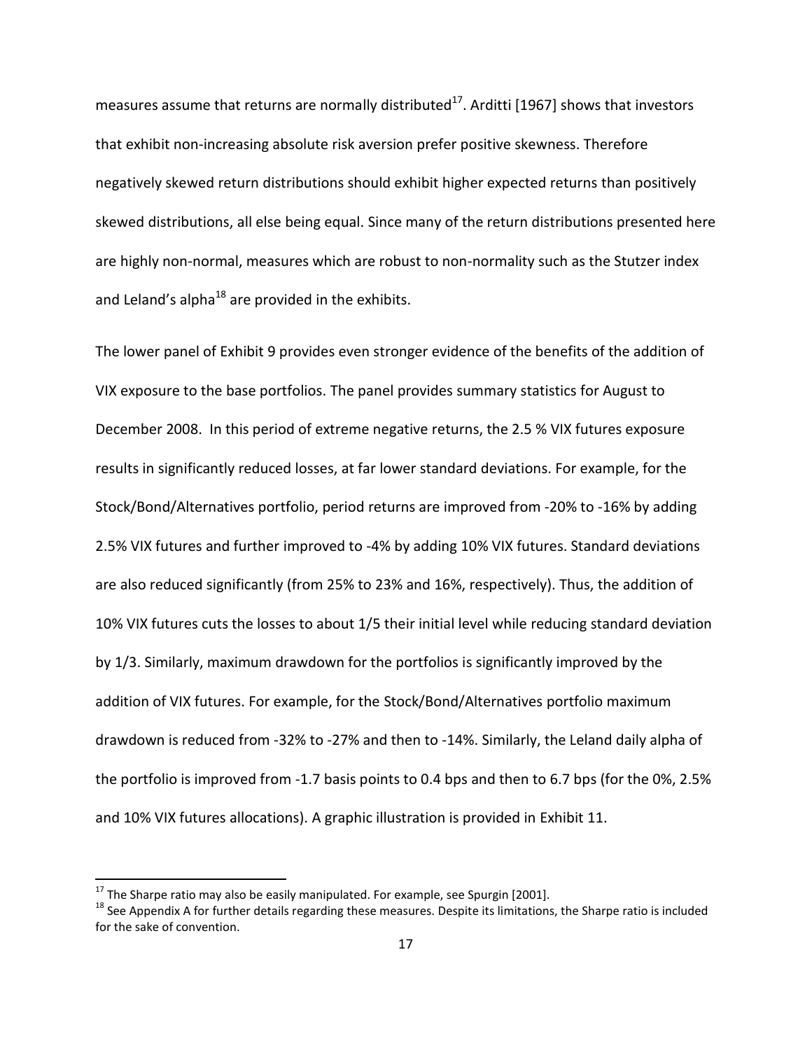measures assume that returns are normally distributed[17]. Arditti [1967] shows that investors that exhibit non-increasing absolute risk aversion prefer positive skewness. Therefore negatively skewed return distributions should exhibit higher expected returns than positively skewed distributions, all else being equal. Since many of the return distributions presented here are highly non-normal, measures which are robust to non-normality such as the Stutzer index and Leland's alpha[18] are provided in the exhibits.

The lower panel of Exhibit 9 provides even stronger evidence of the benefits of the addition of VIX exposure to the base portfolios. The panel provides summary statistics for August to December 2008. In this period of extreme negative returns, the 2.5 % VIX futures exposure results in significantly reduced losses, at far lower standard deviations. For example, for the Stock/Bond/Alternatives portfolio, period returns are improved from -20% to -16% by adding 2.5% VIX futures and further improved to -4% by adding 10% VIX futures. Standard deviations are also reduced significantly (from 25% to 23% and 16%, respectively). Thus, the addition of 10% VIX futures cuts the losses to about 1/5 their initial level while reducing standard deviation by 1/3. Similarly, maximum drawdown for the portfolios is significantly improved by the addition of VIX futures. For example, for the Stock/Bond/Alternatives portfolio maximum drawdown is reduced from -32% to -27% and then to -14%. Similarly, the Leland daily alpha of the portfolio is improved from -1.7 basis points to 0.4 bps and then to 6.7 bps (for the 0%, 2.5% and 10% VIX futures allocations). A graphic illustration is provided in Exhibit 11.

[17] The Sharpe ratio may also be easily manipulated. For example, see Spurgin [2001].

[18] See Appendix A for further details regarding these measures. Despite its limitations, the Sharpe ratio is included for the sake of convention.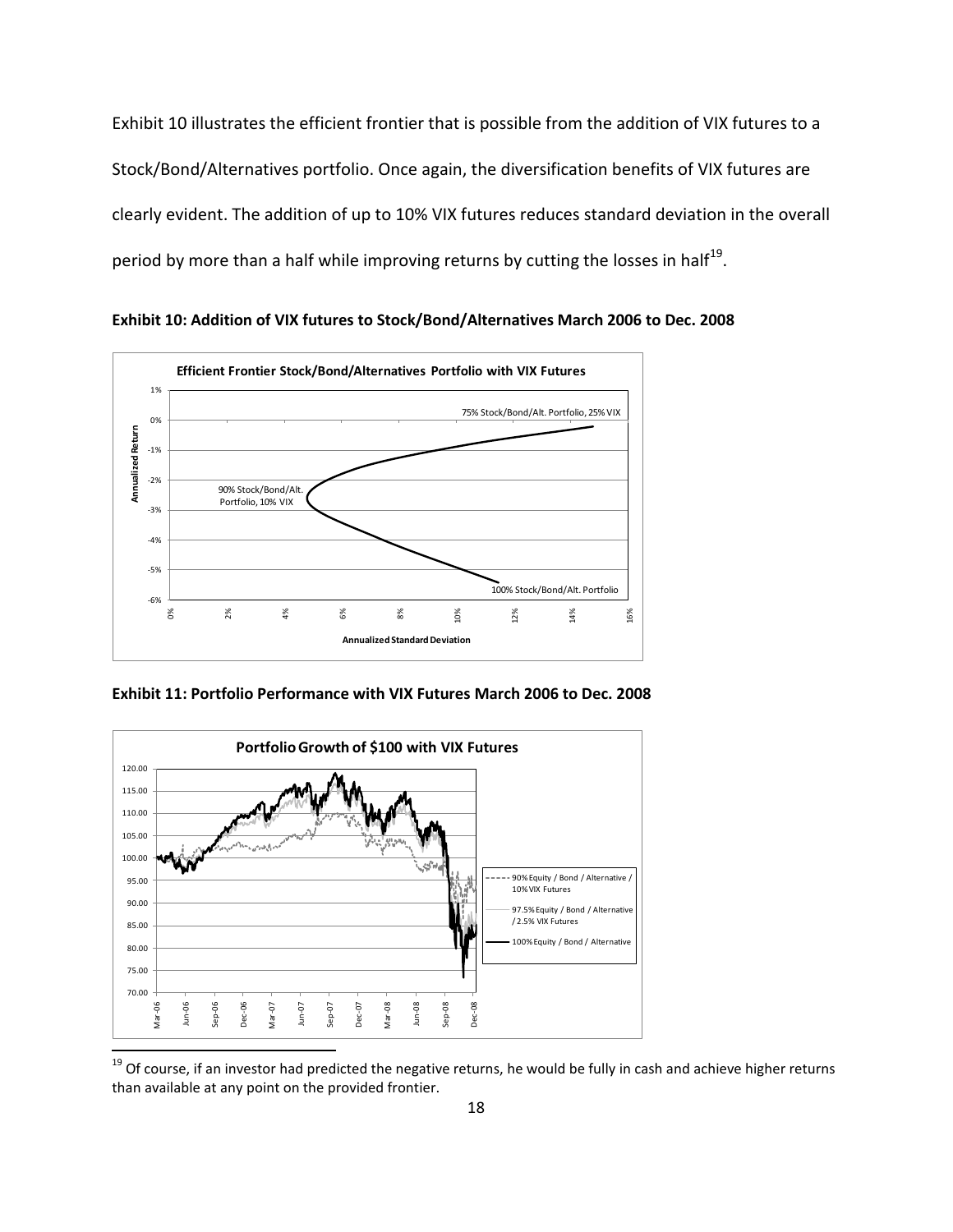Exhibit 10 illustrates the efficient frontier that is possible from the addition of VIX futures to a Stock/Bond/Alternatives portfolio. Once again, the diversification benefits of VIX futures are clearly evident. The addition of up to 10% VIX futures reduces standard deviation in the overall period by more than a half while improving returns by cutting the losses in half[19].

**Exhibit 10: Addition of VIX futures to Stock/Bond/Alternatives March 2006 to Dec. 2008**

**Exhibit 11: Portfolio Performance with VIX Futures March 2006 to Dec. 2008**

[19] Of course, if an investor had predicted the negative returns, he would be fully in cash and achieve higher returns than available at any point on the provided frontier.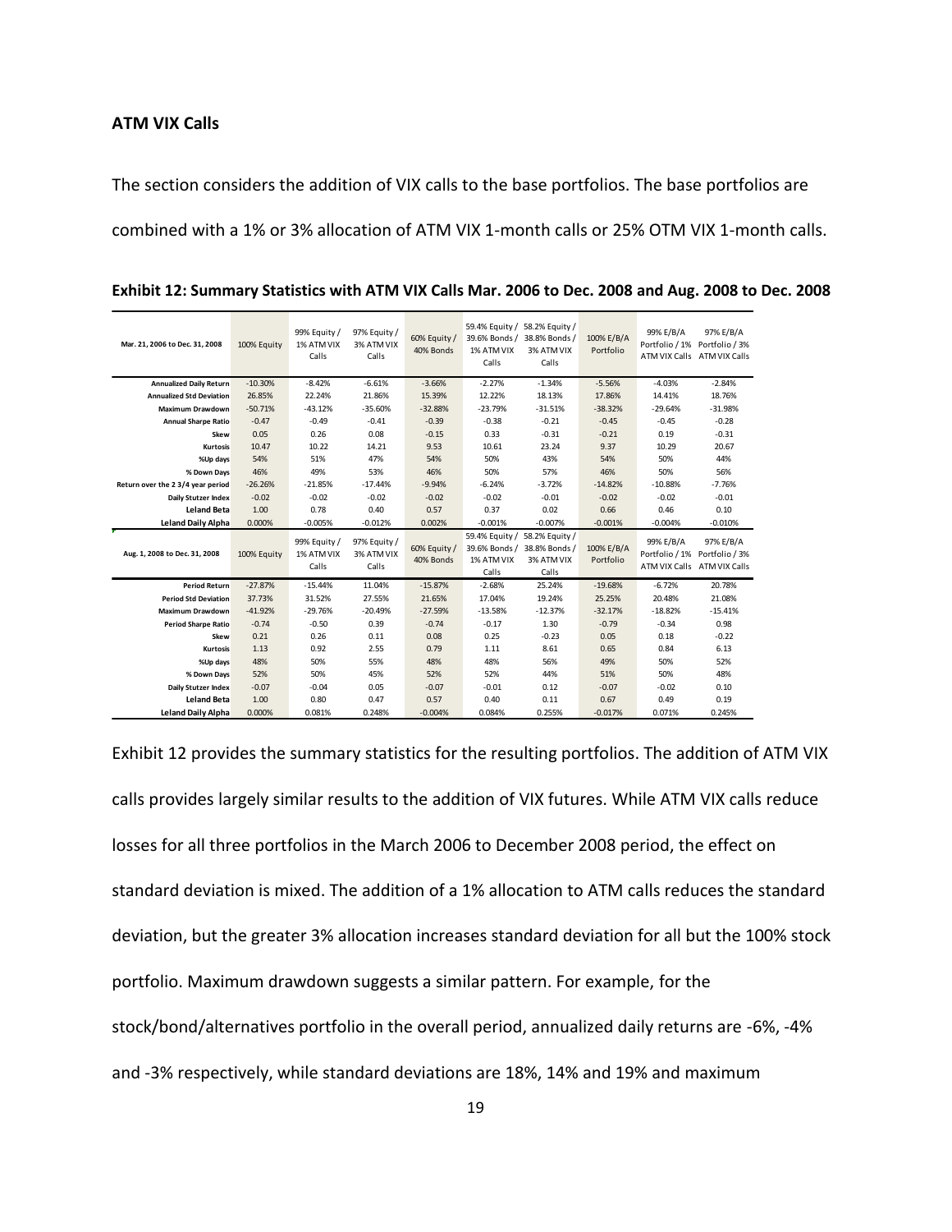**ATM VIX Calls**

The section considers the addition of VIX calls to the base portfolios. The base portfolios are combined with a 1% or 3% allocation of ATM VIX 1-month calls or 25% OTM VIX 1-month calls.

**Exhibit 12: Summary Statistics with ATM VIX Calls Mar. 2006 to Dec. 2008 and Aug. 2008 to Dec. 2008**

| Mar. 21, 2006 to Dec. 31, 2008 | 100% Equity | 99% Equity / 1% ATM VIX Calls | 97% Equity / 3% ATM VIX Calls | 60% Equity / 40% Bonds | 59.4% Equity / 39.6% Bonds / 1% ATM VIX Calls | 58.2% Equity / 38.8% Bonds / 3% ATM VIX Calls | 100% E/B/A Portfolio | 99% E/B/A Portfolio / 1% ATM VIX Calls | 97% E/B/A Portfolio / 3% ATM VIX Calls |
|---|---|---|---|---|---|---|---|---|---|
| Annualized Daily Return | -10.30% | -8.42% | -6.61% | -3.66% | -2.27% | -1.34% | -5.56% | -4.03% | -2.84% |
| Annualized Std Deviation | 26.85% | 22.24% | 21.86% | 15.39% | 12.22% | 18.13% | 17.86% | 14.41% | 18.76% |
| Maximum Drawdown | -50.71% | -43.12% | -35.60% | -32.88% | -23.79% | -31.51% | -38.32% | -29.64% | -31.98% |
| Annual Sharpe Ratio | -0.47 | -0.49 | -0.41 | -0.39 | -0.38 | -0.21 | -0.45 | -0.45 | -0.28 |
| Skew | 0.05 | 0.26 | 0.08 | -0.15 | 0.33 | -0.31 | -0.21 | 0.19 | -0.31 |
| Kurtosis | 10.47 | 10.22 | 14.21 | 9.53 | 10.61 | 23.24 | 9.37 | 10.29 | 20.67 |
| %Up days | 54% | 51% | 47% | 54% | 50% | 43% | 54% | 50% | 44% |
| % Down Days | 46% | 49% | 53% | 46% | 50% | 57% | 46% | 50% | 56% |
| Return over the 2 3/4 year period | -26.26% | -21.85% | -17.44% | -9.94% | -6.24% | -3.72% | -14.82% | -10.88% | -7.76% |
| Daily Stutzer Index | -0.02 | -0.02 | -0.02 | -0.02 | -0.02 | -0.01 | -0.02 | -0.02 | -0.01 |
| Leland Beta | 1.00 | 0.78 | 0.40 | 0.57 | 0.37 | 0.02 | 0.66 | 0.46 | 0.10 |
| Leland Daily Alpha | 0.000% | -0.005% | -0.012% | 0.002% | -0.001% | -0.007% | -0.001% | -0.004% | -0.010% |
| **Aug. 1, 2008 to Dec. 31, 2008** | **100% Equity** | **99% Equity / 1% ATM VIX Calls** | **97% Equity / 3% ATM VIX Calls** | **60% Equity / 40% Bonds** | **59.4% Equity / 39.6% Bonds / 1% ATM VIX Calls** | **58.2% Equity / 38.8% Bonds / 3% ATM VIX Calls** | **100% E/B/A Portfolio** | **99% E/B/A Portfolio / 1% ATM VIX Calls** | **97% E/B/A Portfolio / 3% ATM VIX Calls** |
| Period Return | -27.87% | -15.44% | 11.04% | -15.87% | -2.68% | 25.24% | -19.68% | -6.72% | 20.78% |
| Period Std Deviation | 37.73% | 31.52% | 27.55% | 21.65% | 17.04% | 19.24% | 25.25% | 20.48% | 21.08% |
| Maximum Drawdown | -41.92% | -29.76% | -20.49% | -27.59% | -13.58% | -12.37% | -32.17% | -18.82% | -15.41% |
| Period Sharpe Ratio | -0.74 | -0.50 | 0.39 | -0.74 | -0.17 | 1.30 | -0.79 | -0.34 | 0.98 |
| Skew | 0.21 | 0.26 | 0.11 | 0.08 | 0.25 | -0.23 | 0.05 | 0.18 | -0.22 |
| Kurtosis | 1.13 | 0.92 | 2.55 | 0.79 | 1.11 | 8.61 | 0.65 | 0.84 | 6.13 |
| %Up days | 48% | 50% | 55% | 48% | 48% | 56% | 49% | 50% | 52% |
| % Down Days | 52% | 50% | 45% | 52% | 52% | 44% | 51% | 50% | 48% |
| Daily Stutzer Index | -0.07 | -0.04 | 0.05 | -0.07 | -0.01 | 0.12 | -0.07 | -0.02 | 0.10 |
| Leland Beta | 1.00 | 0.80 | 0.47 | 0.57 | 0.40 | 0.11 | 0.67 | 0.49 | 0.19 |
| Leland Daily Alpha | 0.000% | 0.081% | 0.248% | -0.004% | 0.084% | 0.255% | -0.017% | 0.071% | 0.245% |

Exhibit 12 provides the summary statistics for the resulting portfolios. The addition of ATM VIX calls provides largely similar results to the addition of VIX futures. While ATM VIX calls reduce losses for all three portfolios in the March 2006 to December 2008 period, the effect on standard deviation is mixed. The addition of a 1% allocation to ATM calls reduces the standard deviation, but the greater 3% allocation increases standard deviation for all but the 100% stock portfolio. Maximum drawdown suggests a similar pattern. For example, for the stock/bond/alternatives portfolio in the overall period, annualized daily returns are -6%, -4% and -3% respectively, while standard deviations are 18%, 14% and 19% and maximum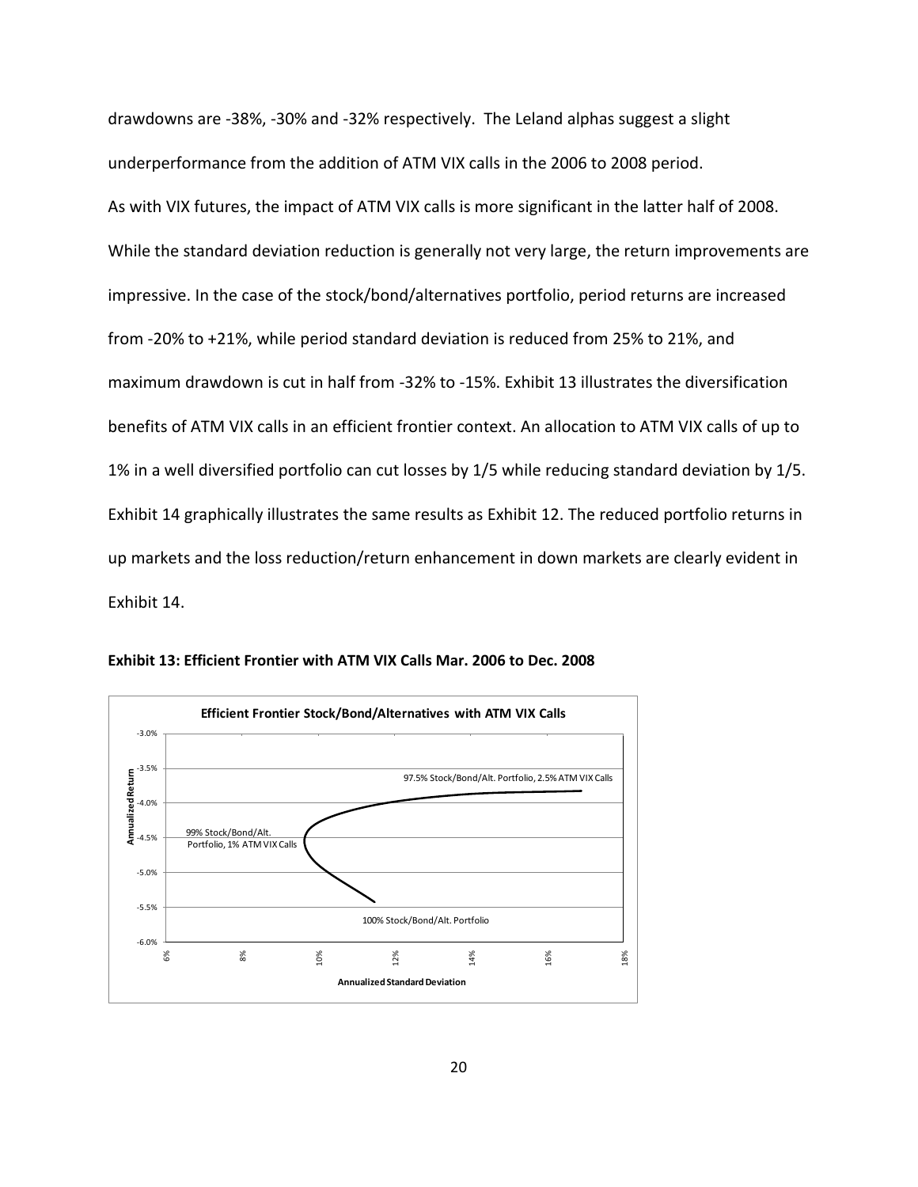drawdowns are -38%, -30% and -32% respectively. The Leland alphas suggest a slight underperformance from the addition of ATM VIX calls in the 2006 to 2008 period.

As with VIX futures, the impact of ATM VIX calls is more significant in the latter half of 2008. While the standard deviation reduction is generally not very large, the return improvements are impressive. In the case of the stock/bond/alternatives portfolio, period returns are increased from -20% to +21%, while period standard deviation is reduced from 25% to 21%, and maximum drawdown is cut in half from -32% to -15%. Exhibit 13 illustrates the diversification benefits of ATM VIX calls in an efficient frontier context. An allocation to ATM VIX calls of up to 1% in a well diversified portfolio can cut losses by 1/5 while reducing standard deviation by 1/5. Exhibit 14 graphically illustrates the same results as Exhibit 12. The reduced portfolio returns in up markets and the loss reduction/return enhancement in down markets are clearly evident in Exhibit 14.

**Exhibit 13: Efficient Frontier with ATM VIX Calls Mar. 2006 to Dec. 2008**

**Efficient Frontier Stock/Bond/Alternatives with ATM VIX Calls**

Annualized Return: -3.0%, -3.5%, -4.0%, -4.5%, -5.0%, -5.5%, -6.0%

Annualized Standard Deviation: 6%, 8%, 10%, 12%, 14%, 16%, 18%

97.5% Stock/Bond/Alt. Portfolio, 2.5% ATM VIX Calls

99% Stock/Bond/Alt. Portfolio, 1% ATM VIX Calls

100% Stock/Bond/Alt. Portfolio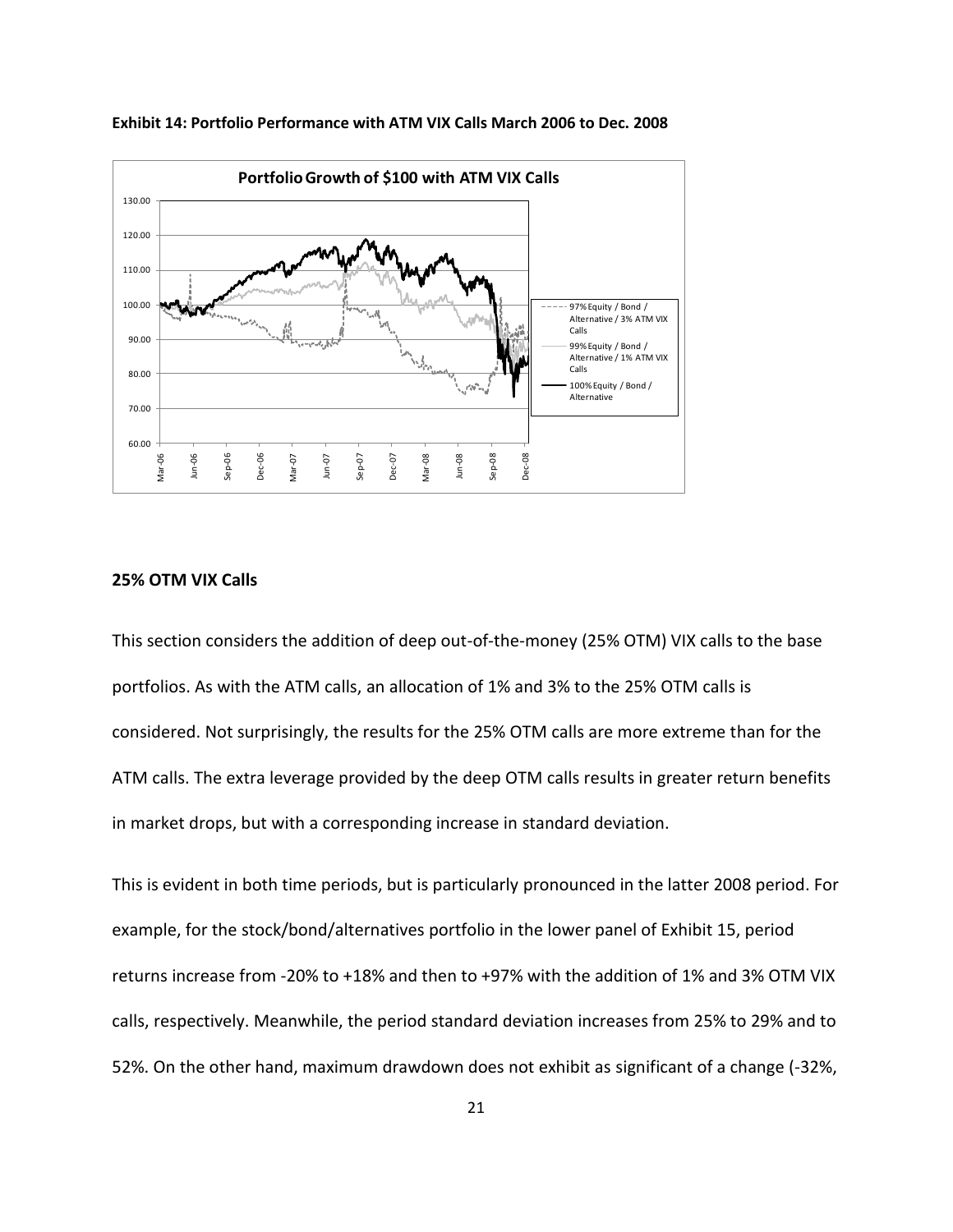**Exhibit 14: Portfolio Performance with ATM VIX Calls March 2006 to Dec. 2008**

### 25% OTM VIX Calls

This section considers the addition of deep out-of-the-money (25% OTM) VIX calls to the base portfolios. As with the ATM calls, an allocation of 1% and 3% to the 25% OTM calls is considered. Not surprisingly, the results for the 25% OTM calls are more extreme than for the ATM calls. The extra leverage provided by the deep OTM calls results in greater return benefits in market drops, but with a corresponding increase in standard deviation.

This is evident in both time periods, but is particularly pronounced in the latter 2008 period. For example, for the stock/bond/alternatives portfolio in the lower panel of Exhibit 15, period returns increase from -20% to +18% and then to +97% with the addition of 1% and 3% OTM VIX calls, respectively. Meanwhile, the period standard deviation increases from 25% to 29% and to 52%. On the other hand, maximum drawdown does not exhibit as significant of a change (-32%,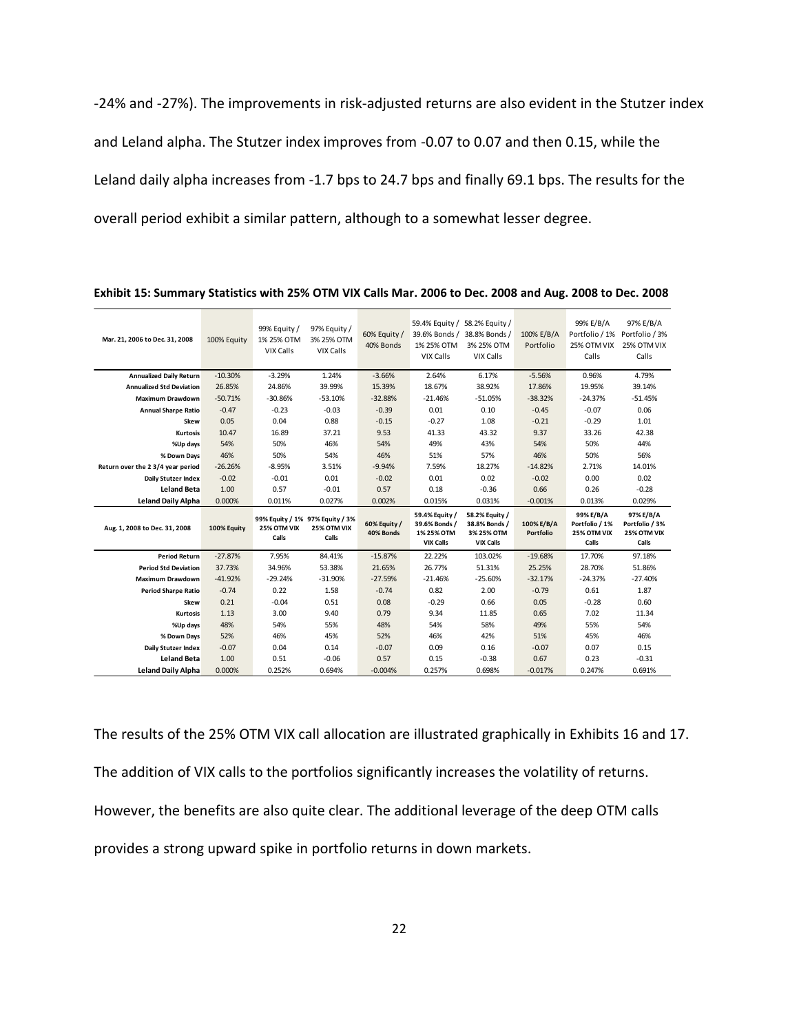-24% and -27%). The improvements in risk-adjusted returns are also evident in the Stutzer index and Leland alpha. The Stutzer index improves from -0.07 to 0.07 and then 0.15, while the Leland daily alpha increases from -1.7 bps to 24.7 bps and finally 69.1 bps. The results for the overall period exhibit a similar pattern, although to a somewhat lesser degree.

**Exhibit 15: Summary Statistics with 25% OTM VIX Calls Mar. 2006 to Dec. 2008 and Aug. 2008 to Dec. 2008**

| Mar. 21, 2006 to Dec. 31, 2008 | 100% Equity | 99% Equity / 1% 25% OTM VIX Calls | 97% Equity / 3% 25% OTM VIX Calls | 60% Equity / 40% Bonds | 59.4% Equity / 39.6% Bonds / 1% 25% OTM VIX Calls | 58.2% Equity / 38.8% Bonds / 3% 25% OTM VIX Calls | 100% E/B/A Portfolio | 99% E/B/A Portfolio / 1% 25% OTM VIX Calls | 97% E/B/A Portfolio / 3% 25% OTM VIX Calls |
|---|---|---|---|---|---|---|---|---|---|
| Annualized Daily Return | -10.30% | -3.29% | 1.24% | -3.66% | 2.64% | 6.17% | -5.56% | 0.96% | 4.79% |
| Annualized Std Deviation | 26.85% | 24.86% | 39.99% | 15.39% | 18.67% | 38.92% | 17.86% | 19.95% | 39.14% |
| Maximum Drawdown | -50.71% | -30.86% | -53.10% | -32.88% | -21.46% | -51.05% | -38.32% | -24.37% | -51.45% |
| Annual Sharpe Ratio | -0.47 | -0.23 | -0.03 | -0.39 | 0.01 | 0.10 | -0.45 | -0.07 | 0.06 |
| Skew | 0.05 | 0.04 | 0.88 | -0.15 | -0.27 | 1.08 | -0.21 | -0.29 | 1.01 |
| Kurtosis | 10.47 | 16.89 | 37.21 | 9.53 | 41.33 | 43.32 | 9.37 | 33.26 | 42.38 |
| %Up days | 54% | 50% | 46% | 54% | 49% | 43% | 54% | 50% | 44% |
| % Down Days | 46% | 50% | 54% | 46% | 51% | 57% | 46% | 50% | 56% |
| Return over the 2 3/4 year period | -26.26% | -8.95% | 3.51% | -9.94% | 7.59% | 18.27% | -14.82% | 2.71% | 14.01% |
| Daily Stutzer Index | -0.02 | -0.01 | 0.01 | -0.02 | 0.01 | 0.02 | -0.02 | 0.00 | 0.02 |
| Leland Beta | 1.00 | 0.57 | -0.01 | 0.57 | 0.18 | -0.36 | 0.66 | 0.26 | -0.28 |
| Leland Daily Alpha | 0.000% | 0.011% | 0.027% | 0.002% | 0.015% | 0.031% | -0.001% | 0.013% | 0.029% |
| **Aug. 1, 2008 to Dec. 31, 2008** | **100% Equity** | **99% Equity / 1% 25% OTM VIX Calls** | **97% Equity / 3% 25% OTM VIX Calls** | **60% Equity / 40% Bonds** | **59.4% Equity / 39.6% Bonds / 1% 25% OTM VIX Calls** | **58.2% Equity / 38.8% Bonds / 3% 25% OTM VIX Calls** | **100% E/B/A Portfolio** | **99% E/B/A Portfolio / 1% 25% OTM VIX Calls** | **97% E/B/A Portfolio / 3% 25% OTM VIX Calls** |
| Period Return | -27.87% | 7.95% | 84.41% | -15.87% | 22.22% | 103.02% | -19.68% | 17.70% | 97.18% |
| Period Std Deviation | 37.73% | 34.96% | 53.38% | 21.65% | 26.77% | 51.31% | 25.25% | 28.70% | 51.86% |
| Maximum Drawdown | -41.92% | -29.24% | -31.90% | -27.59% | -21.46% | -25.60% | -32.17% | -24.37% | -27.40% |
| Period Sharpe Ratio | -0.74 | 0.22 | 1.58 | -0.74 | 0.82 | 2.00 | -0.79 | 0.61 | 1.87 |
| Skew | 0.21 | -0.04 | 0.51 | 0.08 | -0.29 | 0.66 | 0.05 | -0.28 | 0.60 |
| Kurtosis | 1.13 | 3.00 | 9.40 | 0.79 | 9.34 | 11.85 | 0.65 | 7.02 | 11.34 |
| %Up days | 48% | 54% | 55% | 48% | 54% | 58% | 49% | 55% | 54% |
| % Down Days | 52% | 46% | 45% | 52% | 46% | 42% | 51% | 45% | 46% |
| Daily Stutzer Index | -0.07 | 0.04 | 0.14 | -0.07 | 0.09 | 0.16 | -0.07 | 0.07 | 0.15 |
| Leland Beta | 1.00 | 0.51 | -0.06 | 0.57 | 0.15 | -0.38 | 0.67 | 0.23 | -0.31 |
| Leland Daily Alpha | 0.000% | 0.252% | 0.694% | -0.004% | 0.257% | 0.698% | -0.017% | 0.247% | 0.691% |

The results of the 25% OTM VIX call allocation are illustrated graphically in Exhibits 16 and 17. The addition of VIX calls to the portfolios significantly increases the volatility of returns. However, the benefits are also quite clear. The additional leverage of the deep OTM calls provides a strong upward spike in portfolio returns in down markets.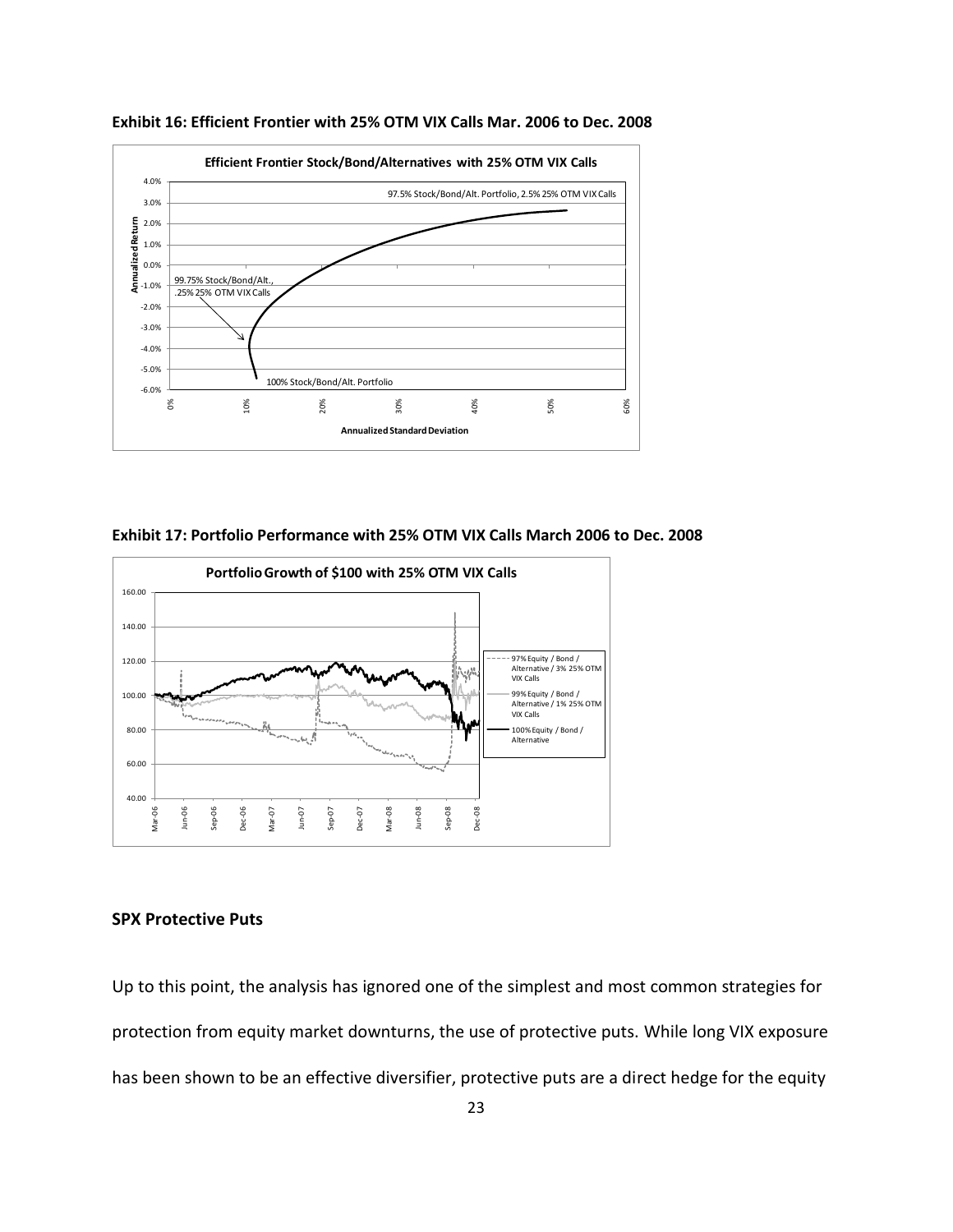**Exhibit 16: Efficient Frontier with 25% OTM VIX Calls Mar. 2006 to Dec. 2008**

**Exhibit 17: Portfolio Performance with 25% OTM VIX Calls March 2006 to Dec. 2008**

## SPX Protective Puts

Up to this point, the analysis has ignored one of the simplest and most common strategies for protection from equity market downturns, the use of protective puts. While long VIX exposure has been shown to be an effective diversifier, protective puts are a direct hedge for the equity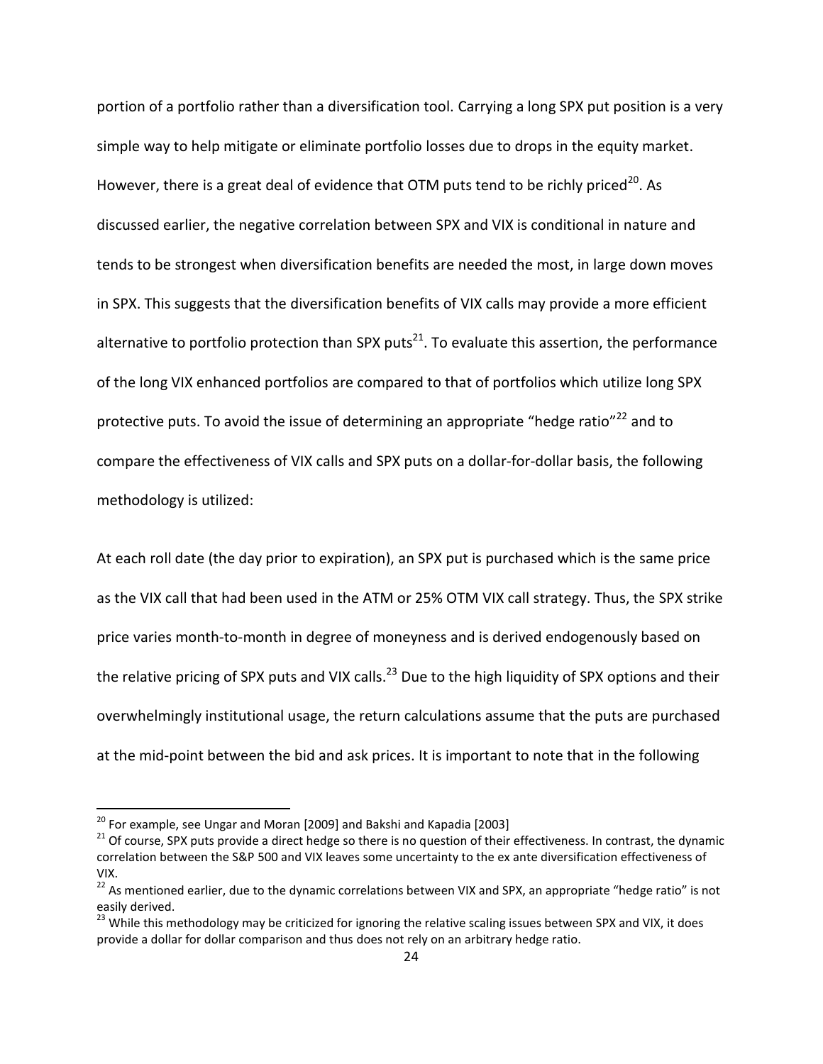portion of a portfolio rather than a diversification tool. Carrying a long SPX put position is a very simple way to help mitigate or eliminate portfolio losses due to drops in the equity market. However, there is a great deal of evidence that OTM puts tend to be richly priced[20]. As discussed earlier, the negative correlation between SPX and VIX is conditional in nature and tends to be strongest when diversification benefits are needed the most, in large down moves in SPX. This suggests that the diversification benefits of VIX calls may provide a more efficient alternative to portfolio protection than SPX puts[21]. To evaluate this assertion, the performance of the long VIX enhanced portfolios are compared to that of portfolios which utilize long SPX protective puts. To avoid the issue of determining an appropriate "hedge ratio"[22] and to compare the effectiveness of VIX calls and SPX puts on a dollar-for-dollar basis, the following methodology is utilized:

At each roll date (the day prior to expiration), an SPX put is purchased which is the same price as the VIX call that had been used in the ATM or 25% OTM VIX call strategy. Thus, the SPX strike price varies month-to-month in degree of moneyness and is derived endogenously based on the relative pricing of SPX puts and VIX calls.[23] Due to the high liquidity of SPX options and their overwhelmingly institutional usage, the return calculations assume that the puts are purchased at the mid-point between the bid and ask prices. It is important to note that in the following

---

[20] For example, see Ungar and Moran [2009] and Bakshi and Kapadia [2003]

[21] Of course, SPX puts provide a direct hedge so there is no question of their effectiveness. In contrast, the dynamic correlation between the S&P 500 and VIX leaves some uncertainty to the ex ante diversification effectiveness of VIX.

[22] As mentioned earlier, due to the dynamic correlations between VIX and SPX, an appropriate "hedge ratio" is not easily derived.

[23] While this methodology may be criticized for ignoring the relative scaling issues between SPX and VIX, it does provide a dollar for dollar comparison and thus does not rely on an arbitrary hedge ratio.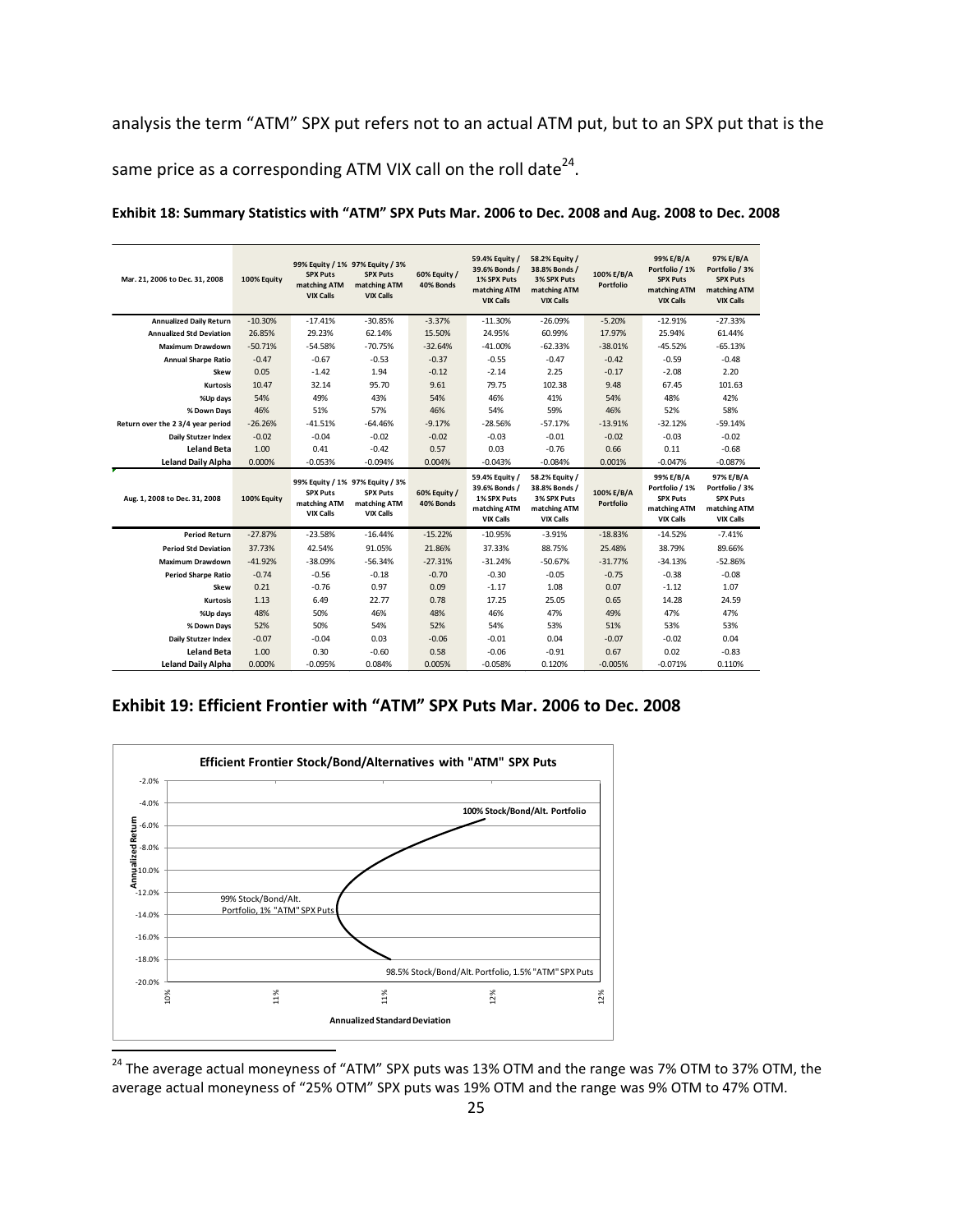analysis the term "ATM" SPX put refers not to an actual ATM put, but to an SPX put that is the same price as a corresponding ATM VIX call on the roll date[24].

**Exhibit 18: Summary Statistics with "ATM" SPX Puts Mar. 2006 to Dec. 2008 and Aug. 2008 to Dec. 2008**

| Mar. 21, 2006 to Dec. 31, 2008 | 100% Equity | 99% Equity / 1% SPX Puts matching ATM VIX Calls | 97% Equity / 3% SPX Puts matching ATM VIX Calls | 60% Equity / 40% Bonds | 59.4% Equity / 39.6% Bonds / 1% SPX Puts matching ATM VIX Calls | 58.2% Equity / 38.8% Bonds / 3% SPX Puts matching ATM VIX Calls | 100% E/B/A Portfolio | 99% E/B/A Portfolio / 1% SPX Puts matching ATM VIX Calls | 97% E/B/A Portfolio / 3% SPX Puts matching ATM VIX Calls |
|---|---|---|---|---|---|---|---|---|---|
| Annualized Daily Return | -10.30% | -17.41% | -30.85% | -3.37% | -11.30% | -26.09% | -5.20% | -12.91% | -27.33% |
| Annualized Std Deviation | 26.85% | 29.23% | 62.14% | 15.50% | 24.95% | 60.99% | 17.97% | 25.94% | 61.44% |
| Maximum Drawdown | -50.71% | -54.58% | -70.75% | -32.64% | -41.00% | -62.33% | -38.01% | -45.52% | -65.13% |
| Annual Sharpe Ratio | -0.47 | -0.67 | -0.53 | -0.37 | -0.55 | -0.47 | -0.42 | -0.59 | -0.48 |
| Skew | 0.05 | -1.42 | 1.94 | -0.12 | -2.14 | 2.25 | -0.17 | -2.08 | 2.20 |
| Kurtosis | 10.47 | 32.14 | 95.70 | 9.61 | 79.75 | 102.38 | 9.48 | 67.45 | 101.63 |
| %Up days | 54% | 49% | 43% | 54% | 46% | 41% | 54% | 48% | 42% |
| % Down Days | 46% | 51% | 57% | 46% | 54% | 59% | 46% | 52% | 58% |
| Return over the 2 3/4 year period | -26.26% | -41.51% | -64.46% | -9.17% | -28.56% | -57.17% | -13.91% | -32.12% | -59.14% |
| Daily Stutzer Index | -0.02 | -0.04 | -0.02 | -0.02 | -0.03 | -0.01 | -0.02 | -0.03 | -0.02 |
| Leland Beta | 1.00 | 0.41 | -0.42 | 0.57 | 0.03 | -0.76 | 0.66 | 0.11 | -0.68 |
| Leland Daily Alpha | 0.000% | -0.053% | -0.094% | 0.004% | -0.043% | -0.084% | 0.001% | -0.047% | -0.087% |
| **Aug. 1, 2008 to Dec. 31, 2008** | **100% Equity** | **99% Equity / 1% SPX Puts matching ATM VIX Calls** | **97% Equity / 3% SPX Puts matching ATM VIX Calls** | **60% Equity / 40% Bonds** | **59.4% Equity / 39.6% Bonds / 1% SPX Puts matching ATM VIX Calls** | **58.2% Equity / 38.8% Bonds / 3% SPX Puts matching ATM VIX Calls** | **100% E/B/A Portfolio** | **99% E/B/A Portfolio / 1% SPX Puts matching ATM VIX Calls** | **97% E/B/A Portfolio / 3% SPX Puts matching ATM VIX Calls** |
| Period Return | -27.87% | -23.58% | -16.44% | -15.22% | -10.95% | -3.91% | -18.83% | -14.52% | -7.41% |
| Period Std Deviation | 37.73% | 42.54% | 91.05% | 21.86% | 37.33% | 88.75% | 25.48% | 38.79% | 89.66% |
| Maximum Drawdown | -41.92% | -38.09% | -56.34% | -27.31% | -31.24% | -50.67% | -31.77% | -34.13% | -52.86% |
| Period Sharpe Ratio | -0.74 | -0.56 | -0.18 | -0.70 | -0.30 | -0.05 | -0.75 | -0.38 | -0.08 |
| Skew | 0.21 | -0.76 | 0.97 | 0.09 | -1.17 | 1.08 | 0.07 | -1.12 | 1.07 |
| Kurtosis | 1.13 | 6.49 | 22.77 | 0.78 | 17.25 | 25.05 | 0.65 | 14.28 | 24.59 |
| %Up days | 48% | 50% | 46% | 48% | 46% | 47% | 49% | 47% | 47% |
| % Down Days | 52% | 50% | 54% | 52% | 54% | 53% | 51% | 53% | 53% |
| Daily Stutzer Index | -0.07 | -0.04 | 0.03 | -0.06 | -0.01 | 0.04 | -0.07 | -0.02 | 0.04 |
| Leland Beta | 1.00 | 0.30 | -0.60 | 0.58 | -0.06 | -0.91 | 0.67 | 0.02 | -0.83 |
| Leland Daily Alpha | 0.000% | -0.095% | 0.084% | 0.005% | -0.058% | 0.120% | -0.005% | -0.071% | 0.110% |

**Exhibit 19: Efficient Frontier with "ATM" SPX Puts Mar. 2006 to Dec. 2008**

Efficient Frontier Stock/Bond/Alternatives with "ATM" SPX Puts

(Chart: Annualized Return vs. Annualized Standard Deviation; labels: "100% Stock/Bond/Alt. Portfolio", "99% Stock/Bond/Alt. Portfolio, 1% "ATM" SPX Puts", "98.5% Stock/Bond/Alt. Portfolio, 1.5% "ATM" SPX Puts")

[24] The average actual moneyness of "ATM" SPX puts was 13% OTM and the range was 7% OTM to 37% OTM, the average actual moneyness of "25% OTM" SPX puts was 19% OTM and the range was 9% OTM to 47% OTM.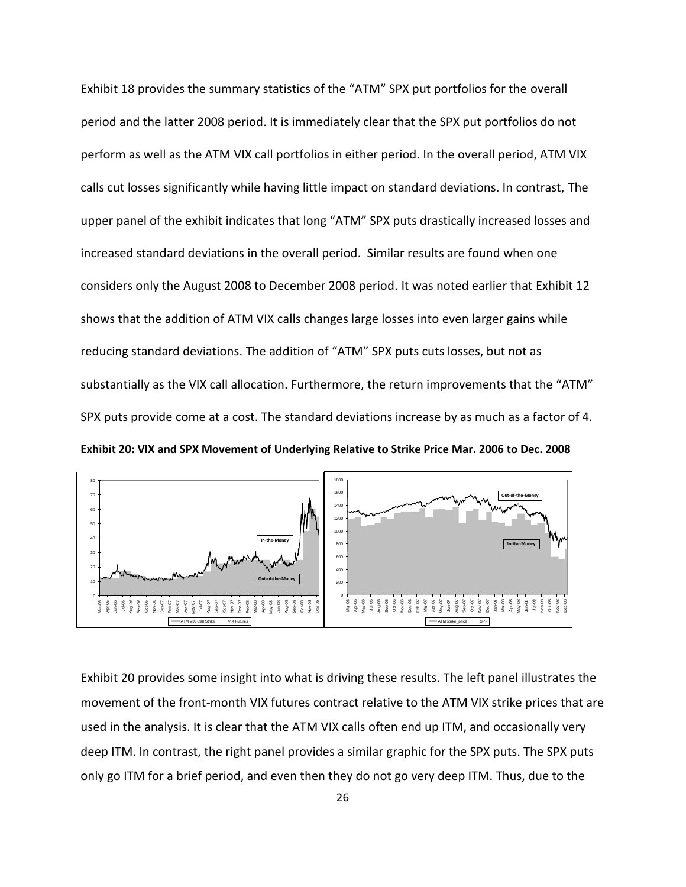Exhibit 18 provides the summary statistics of the "ATM" SPX put portfolios for the overall period and the latter 2008 period. It is immediately clear that the SPX put portfolios do not perform as well as the ATM VIX call portfolios in either period. In the overall period, ATM VIX calls cut losses significantly while having little impact on standard deviations. In contrast, The upper panel of the exhibit indicates that long "ATM" SPX puts drastically increased losses and increased standard deviations in the overall period. Similar results are found when one considers only the August 2008 to December 2008 period. It was noted earlier that Exhibit 12 shows that the addition of ATM VIX calls changes large losses into even larger gains while reducing standard deviations. The addition of "ATM" SPX puts cuts losses, but not as substantially as the VIX call allocation. Furthermore, the return improvements that the "ATM" SPX puts provide come at a cost. The standard deviations increase by as much as a factor of 4.

**Exhibit 20: VIX and SPX Movement of Underlying Relative to Strike Price Mar. 2006 to Dec. 2008**

Exhibit 20 provides some insight into what is driving these results. The left panel illustrates the movement of the front-month VIX futures contract relative to the ATM VIX strike prices that are used in the analysis. It is clear that the ATM VIX calls often end up ITM, and occasionally very deep ITM. In contrast, the right panel provides a similar graphic for the SPX puts. The SPX puts only go ITM for a brief period, and even then they do not go very deep ITM. Thus, due to the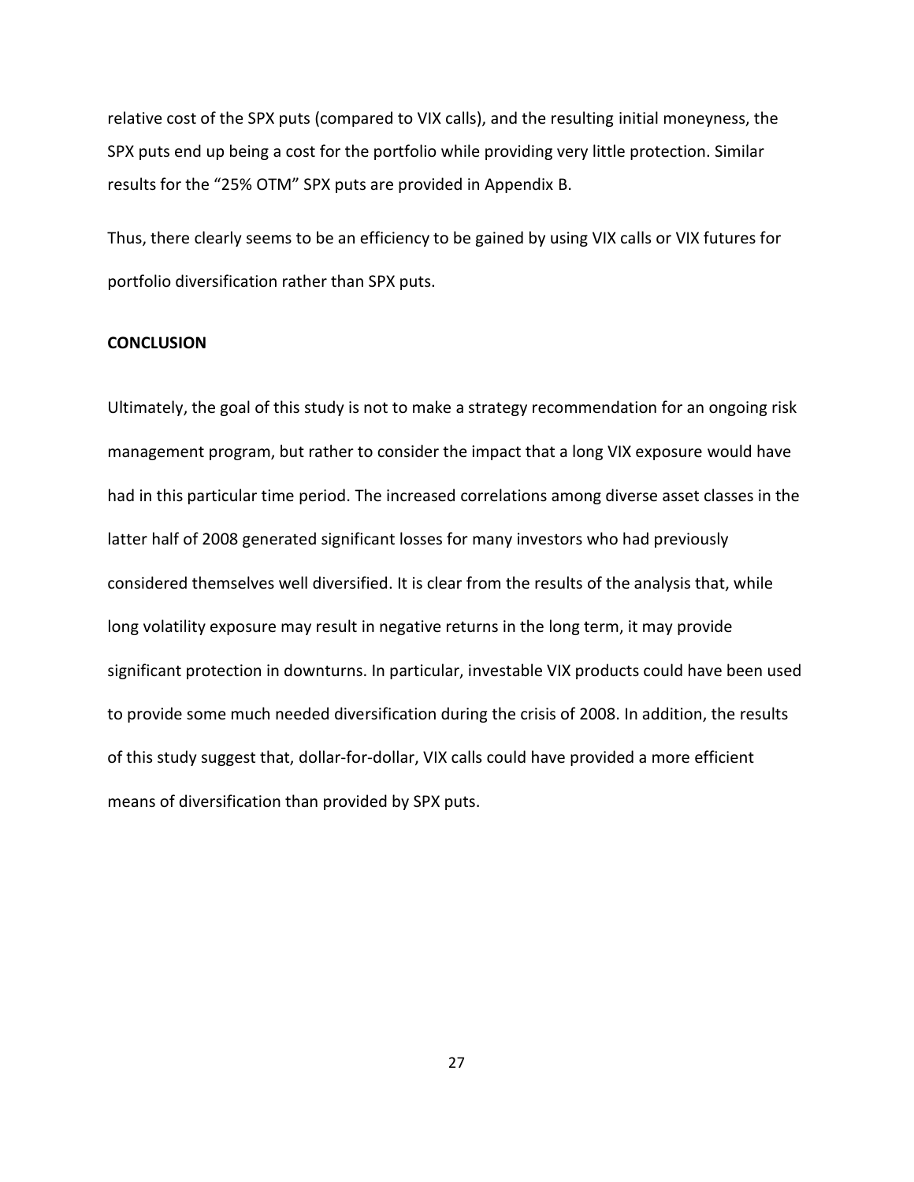relative cost of the SPX puts (compared to VIX calls), and the resulting initial moneyness, the SPX puts end up being a cost for the portfolio while providing very little protection. Similar results for the "25% OTM" SPX puts are provided in Appendix B.

Thus, there clearly seems to be an efficiency to be gained by using VIX calls or VIX futures for portfolio diversification rather than SPX puts.

**CONCLUSION**

Ultimately, the goal of this study is not to make a strategy recommendation for an ongoing risk management program, but rather to consider the impact that a long VIX exposure would have had in this particular time period. The increased correlations among diverse asset classes in the latter half of 2008 generated significant losses for many investors who had previously considered themselves well diversified. It is clear from the results of the analysis that, while long volatility exposure may result in negative returns in the long term, it may provide significant protection in downturns. In particular, investable VIX products could have been used to provide some much needed diversification during the crisis of 2008. In addition, the results of this study suggest that, dollar-for-dollar, VIX calls could have provided a more efficient means of diversification than provided by SPX puts.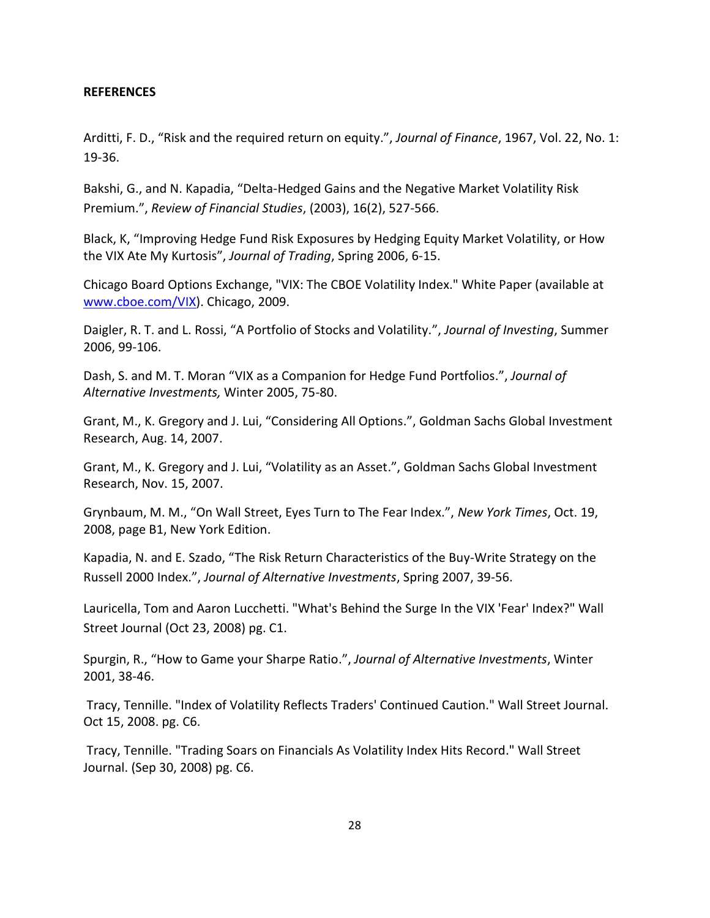**REFERENCES**

Arditti, F. D., "Risk and the required return on equity.", *Journal of Finance*, 1967, Vol. 22, No. 1: 19-36.

Bakshi, G., and N. Kapadia, "Delta-Hedged Gains and the Negative Market Volatility Risk Premium.", *Review of Financial Studies*, (2003), 16(2), 527-566.

Black, K, "Improving Hedge Fund Risk Exposures by Hedging Equity Market Volatility, or How the VIX Ate My Kurtosis", *Journal of Trading*, Spring 2006, 6-15.

Chicago Board Options Exchange, "VIX: The CBOE Volatility Index." White Paper (available at www.cboe.com/VIX). Chicago, 2009.

Daigler, R. T. and L. Rossi, "A Portfolio of Stocks and Volatility.", *Journal of Investing*, Summer 2006, 99-106.

Dash, S. and M. T. Moran "VIX as a Companion for Hedge Fund Portfolios.", *Journal of Alternative Investments,* Winter 2005, 75-80.

Grant, M., K. Gregory and J. Lui, "Considering All Options.", Goldman Sachs Global Investment Research, Aug. 14, 2007.

Grant, M., K. Gregory and J. Lui, "Volatility as an Asset.", Goldman Sachs Global Investment Research, Nov. 15, 2007.

Grynbaum, M. M., "On Wall Street, Eyes Turn to The Fear Index.", *New York Times*, Oct. 19, 2008, page B1, New York Edition.

Kapadia, N. and E. Szado, "The Risk Return Characteristics of the Buy-Write Strategy on the Russell 2000 Index.", *Journal of Alternative Investments*, Spring 2007, 39-56.

Lauricella, Tom and Aaron Lucchetti. "What's Behind the Surge In the VIX 'Fear' Index?" Wall Street Journal (Oct 23, 2008) pg. C1.

Spurgin, R., "How to Game your Sharpe Ratio.", *Journal of Alternative Investments*, Winter 2001, 38-46.

Tracy, Tennille. "Index of Volatility Reflects Traders' Continued Caution." Wall Street Journal. Oct 15, 2008. pg. C6.

Tracy, Tennille. "Trading Soars on Financials As Volatility Index Hits Record." Wall Street Journal. (Sep 30, 2008) pg. C6.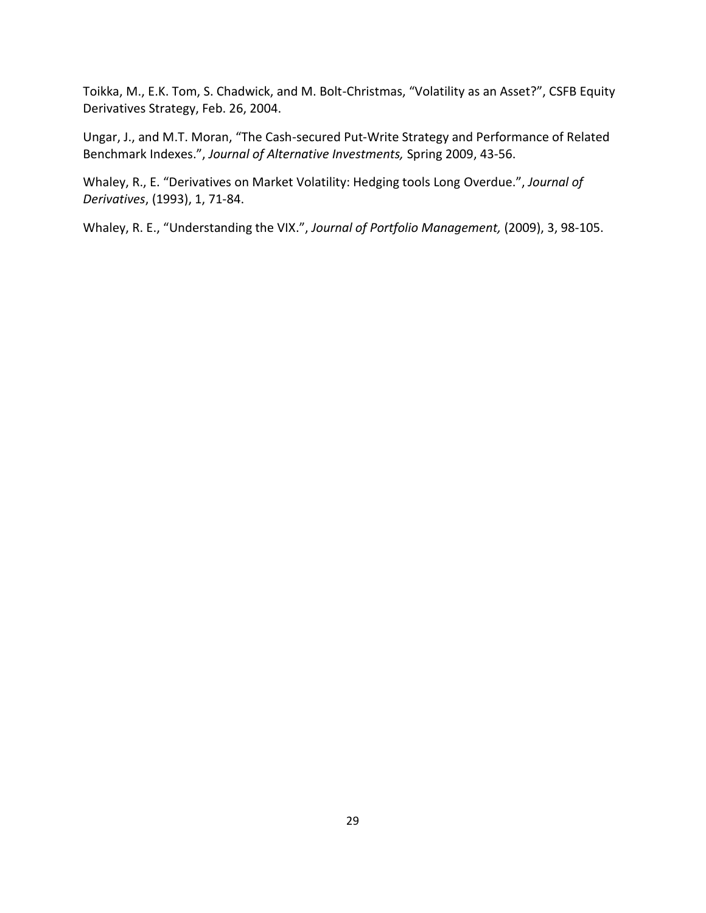Toikka, M., E.K. Tom, S. Chadwick, and M. Bolt-Christmas, “Volatility as an Asset?”, CSFB Equity Derivatives Strategy, Feb. 26, 2004.

Ungar, J., and M.T. Moran, “The Cash-secured Put-Write Strategy and Performance of Related Benchmark Indexes.”, *Journal of Alternative Investments,* Spring 2009, 43-56.

Whaley, R., E. “Derivatives on Market Volatility: Hedging tools Long Overdue.”, *Journal of Derivatives*, (1993), 1, 71-84.

Whaley, R. E., “Understanding the VIX.”, *Journal of Portfolio Management,* (2009), 3, 98-105.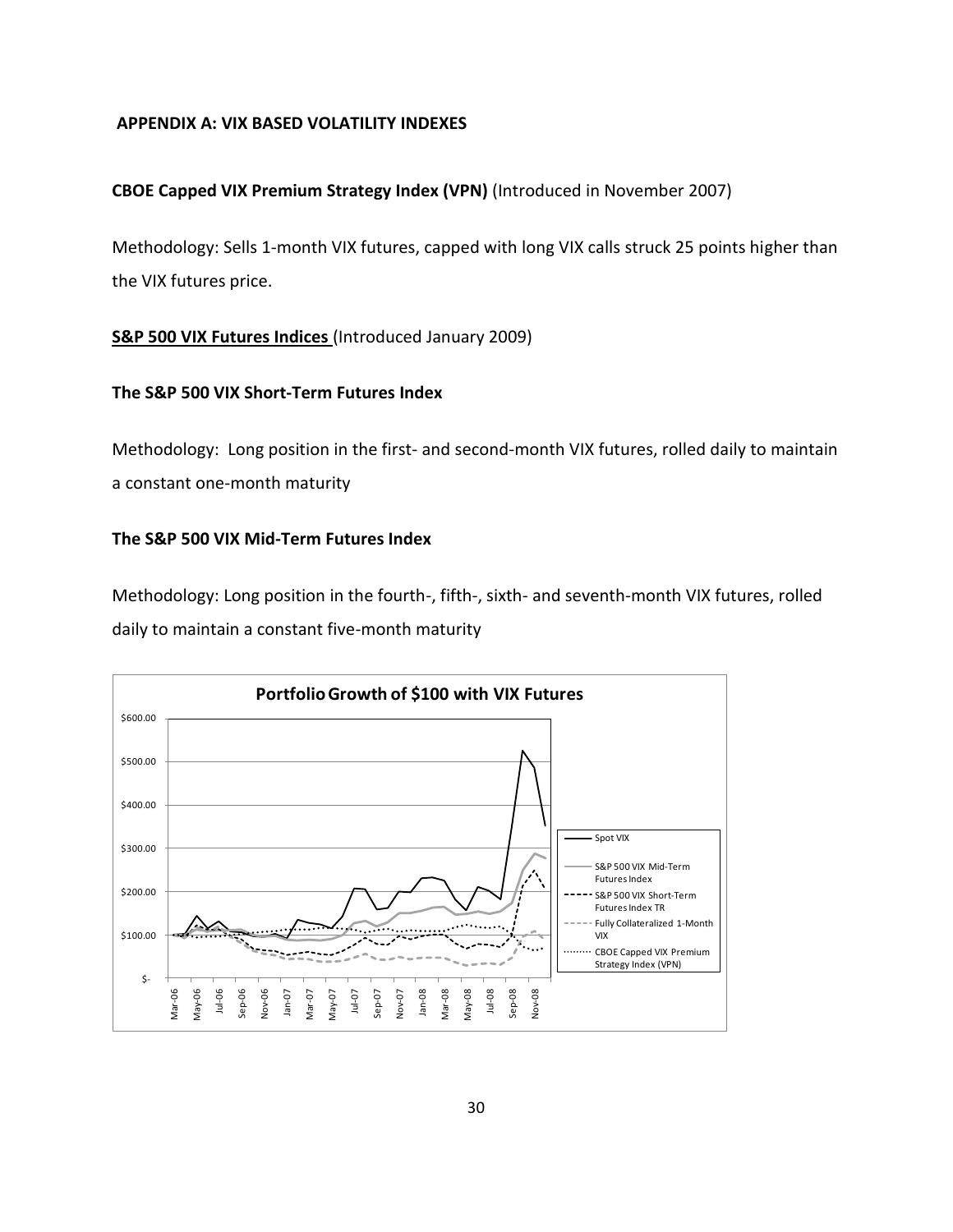**APPENDIX A: VIX BASED VOLATILITY INDEXES**

**CBOE Capped VIX Premium Strategy Index (VPN)** (Introduced in November 2007)

Methodology: Sells 1-month VIX futures, capped with long VIX calls struck 25 points higher than the VIX futures price.

**S&P 500 VIX Futures Indices** (Introduced January 2009)

**The S&P 500 VIX Short-Term Futures Index**

Methodology: Long position in the first- and second-month VIX futures, rolled daily to maintain a constant one-month maturity

**The S&P 500 VIX Mid-Term Futures Index**

Methodology: Long position in the fourth-, fifth-, sixth- and seventh-month VIX futures, rolled daily to maintain a constant five-month maturity

**Portfolio Growth of $100 with VIX Futures**

Legend: Spot VIX; S&P 500 VIX Mid-Term Futures Index; S&P 500 VIX Short-Term Futures Index TR; Fully Collateralized 1-Month VIX; CBOE Capped VIX Premium Strategy Index (VPN)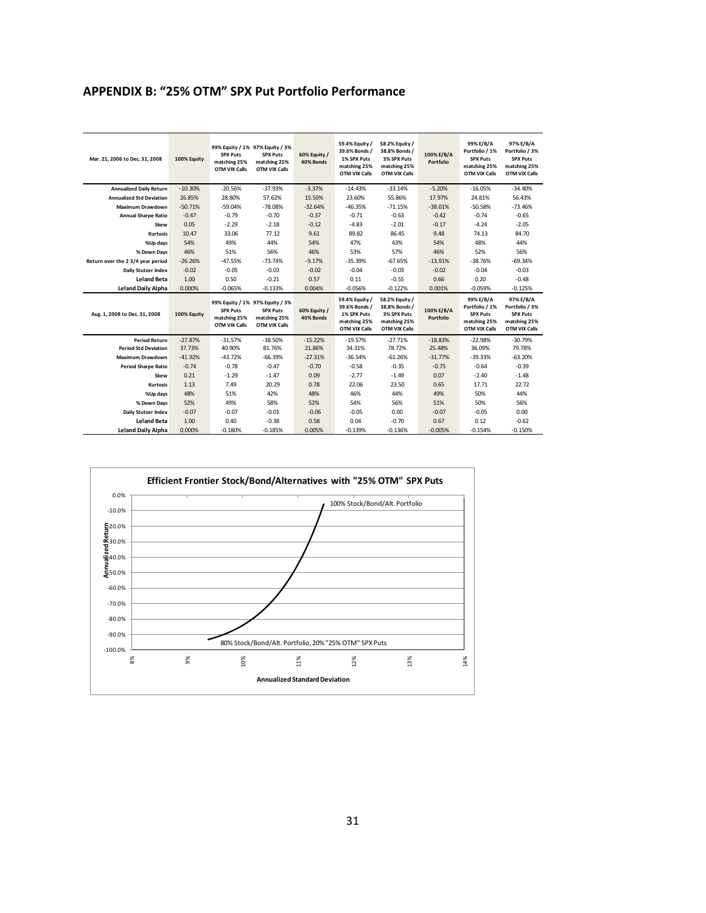## APPENDIX B: "25% OTM" SPX Put Portfolio Performance

| Mar. 21, 2006 to Dec. 31, 2008 | 100% Equity | 99% Equity / 1% SPX Puts matching 25% OTM VIX Calls | 97% Equity / 3% SPX Puts matching 25% OTM VIX Calls | 60% Equity / 40% Bonds | 59.4% Equity / 39.6% Bonds / 1% SPX Puts matching 25% OTM VIX Calls | 58.2% Equity / 38.8% Bonds / 3% SPX Puts matching 25% OTM VIX Calls | 100% E/B/A Portfolio | 99% E/B/A Portfolio / 1% SPX Puts matching 25% OTM VIX Calls | 97% E/B/A Portfolio / 3% SPX Puts matching 25% OTM VIX Calls |
|---|---|---|---|---|---|---|---|---|---|
| Annualized Daily Return | -10.30% | -20.56% | -37.93% | -3.37% | -14.43% | -33.14% | -5.20% | -16.05% | -34.40% |
| Annualized Std Deviation | 26.85% | 28.80% | 57.62% | 15.50% | 23.60% | 55.86% | 17.97% | 24.81% | 56.43% |
| Maximum Drawdown | -50.71% | -59.04% | -78.08% | -32.64% | -46.35% | -71.15% | -38.01% | -50.58% | -73.46% |
| Annual Sharpe Ratio | -0.47 | -0.79 | -0.70 | -0.37 | -0.71 | -0.63 | -0.42 | -0.74 | -0.65 |
| Skew | 0.05 | -2.29 | -2.18 | -0.12 | -4.83 | -2.01 | -0.17 | -4.24 | -2.05 |
| Kurtosis | 10.47 | 33.06 | 77.12 | 9.61 | 89.82 | 86.45 | 9.48 | 74.13 | 84.70 |
| %Up days | 54% | 49% | 44% | 54% | 47% | 43% | 54% | 48% | 44% |
| % Down Days | 46% | 51% | 56% | 46% | 53% | 57% | 46% | 52% | 56% |
| Return over the 2 3/4 year period | -26.26% | -47.55% | -73.74% | -9.17% | -35.39% | -67.65% | -13.91% | -38.76% | -69.34% |
| Daily Stutzer Index | -0.02 | -0.05 | -0.03 | -0.02 | -0.04 | -0.03 | -0.02 | -0.04 | -0.03 |
| Leland Beta | 1.00 | 0.50 | -0.21 | 0.57 | 0.11 | -0.55 | 0.66 | 0.20 | -0.48 |
| Leland Daily Alpha | 0.000% | -0.065% | -0.133% | 0.004% | -0.056% | -0.122% | 0.001% | -0.059% | -0.125% |
| **Aug. 1, 2008 to Dec. 31, 2008** | **100% Equity** | **99% Equity / 1% SPX Puts matching 25% OTM VIX Calls** | **97% Equity / 3% SPX Puts matching 25% OTM VIX Calls** | **60% Equity / 40% Bonds** | **59.4% Equity / 39.6% Bonds / 1% SPX Puts matching 25% OTM VIX Calls** | **58.2% Equity / 38.8% Bonds / 3% SPX Puts matching 25% OTM VIX Calls** | **100% E/B/A Portfolio** | **99% E/B/A Portfolio / 1% SPX Puts matching 25% OTM VIX Calls** | **97% E/B/A Portfolio / 3% SPX Puts matching 25% OTM VIX Calls** |
| Period Return | -27.87% | -31.57% | -38.50% | -15.22% | -19.57% | -27.71% | -18.83% | -22.98% | -30.79% |
| Period Std Deviation | 37.73% | 40.90% | 81.76% | 21.86% | 34.31% | 78.72% | 25.48% | 36.09% | 79.78% |
| Maximum Drawdown | -41.92% | -43.72% | -66.39% | -27.31% | -36.54% | -61.26% | -31.77% | -39.33% | -63.20% |
| Period Sharpe Ratio | -0.74 | -0.78 | -0.47 | -0.70 | -0.58 | -0.35 | -0.75 | -0.64 | -0.39 |
| Skew | 0.21 | -1.29 | -1.47 | 0.09 | -2.77 | -1.49 | 0.07 | -2.40 | -1.48 |
| Kurtosis | 1.13 | 7.49 | 20.29 | 0.78 | 22.06 | 23.50 | 0.65 | 17.71 | 22.72 |
| %Up days | 48% | 51% | 42% | 48% | 46% | 44% | 49% | 50% | 44% |
| % Down Days | 52% | 49% | 58% | 52% | 54% | 56% | 51% | 50% | 56% |
| Daily Stutzer Index | -0.07 | -0.07 | -0.01 | -0.06 | -0.05 | 0.00 | -0.07 | -0.05 | 0.00 |
| Leland Beta | 1.00 | 0.40 | -0.38 | 0.58 | 0.04 | -0.70 | 0.67 | 0.12 | -0.62 |
| Leland Daily Alpha | 0.000% | -0.180% | -0.185% | 0.005% | -0.139% | -0.136% | -0.005% | -0.154% | -0.150% |

Efficient Frontier Stock/Bond/Alternatives with "25% OTM" SPX Puts

100% Stock/Bond/Alt. Portfolio

80% Stock/Bond/Alt. Portfolio, 20% "25% OTM" SPX Puts

Annualized Return

0.0%
-10.0%
-20.0%
-30.0%
-40.0%
-50.0%
-60.0%
-70.0%
-80.0%
-90.0%
-100.0%

Annualized Standard Deviation

8%
9%
10%
11%
12%
13%
14%